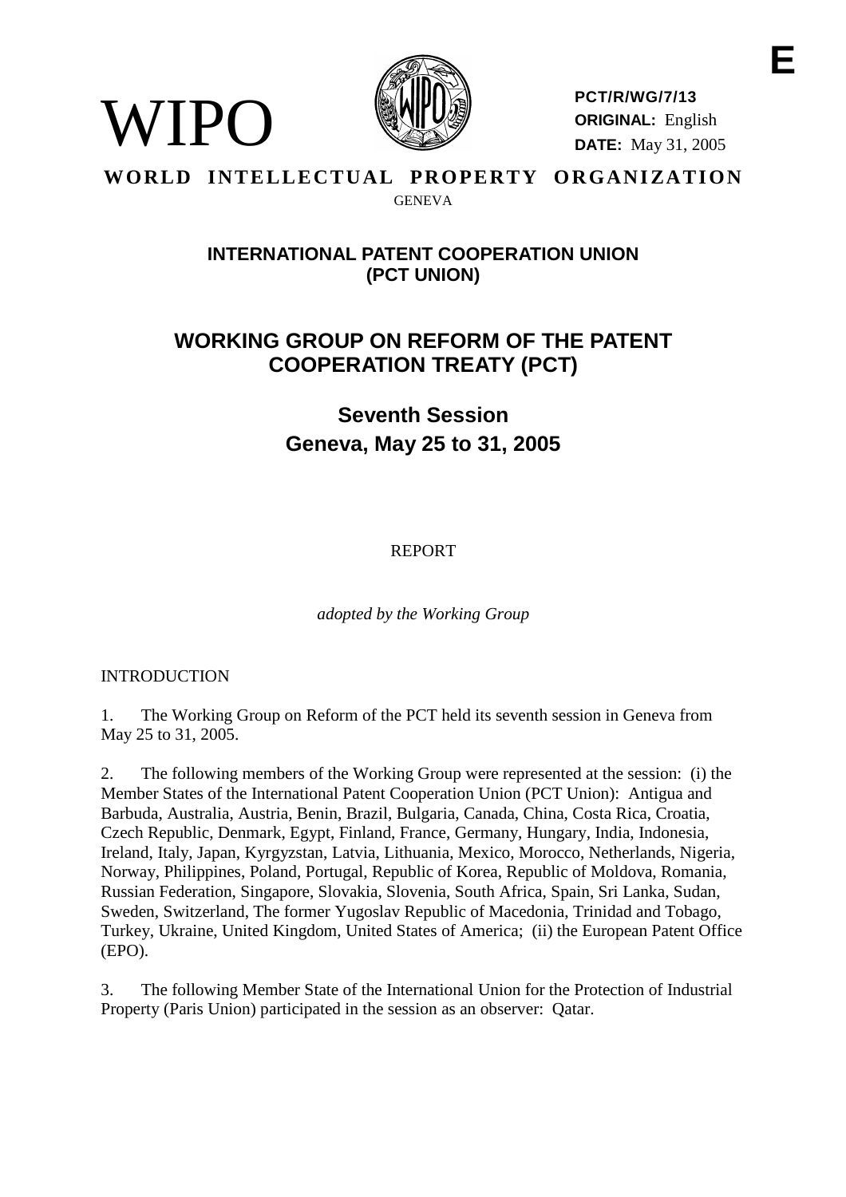WIPO

**PCT/R/WG/7/13**
**ORIGINAL:** English
**DATE:** May 31, 2005

E

**WORLD INTELLECTUAL PROPERTY ORGANIZATION**
GENEVA

## INTERNATIONAL PATENT COOPERATION UNION (PCT UNION)

# WORKING GROUP ON REFORM OF THE PATENT COOPERATION TREATY (PCT)

## Seventh Session
## Geneva, May 25 to 31, 2005

REPORT

*adopted by the Working Group*

INTRODUCTION

1. The Working Group on Reform of the PCT held its seventh session in Geneva from May 25 to 31, 2005.

2. The following members of the Working Group were represented at the session: (i) the Member States of the International Patent Cooperation Union (PCT Union): Antigua and Barbuda, Australia, Austria, Benin, Brazil, Bulgaria, Canada, China, Costa Rica, Croatia, Czech Republic, Denmark, Egypt, Finland, France, Germany, Hungary, India, Indonesia, Ireland, Italy, Japan, Kyrgyzstan, Latvia, Lithuania, Mexico, Morocco, Netherlands, Nigeria, Norway, Philippines, Poland, Portugal, Republic of Korea, Republic of Moldova, Romania, Russian Federation, Singapore, Slovakia, Slovenia, South Africa, Spain, Sri Lanka, Sudan, Sweden, Switzerland, The former Yugoslav Republic of Macedonia, Trinidad and Tobago, Turkey, Ukraine, United Kingdom, United States of America; (ii) the European Patent Office (EPO).

3. The following Member State of the International Union for the Protection of Industrial Property (Paris Union) participated in the session as an observer: Qatar.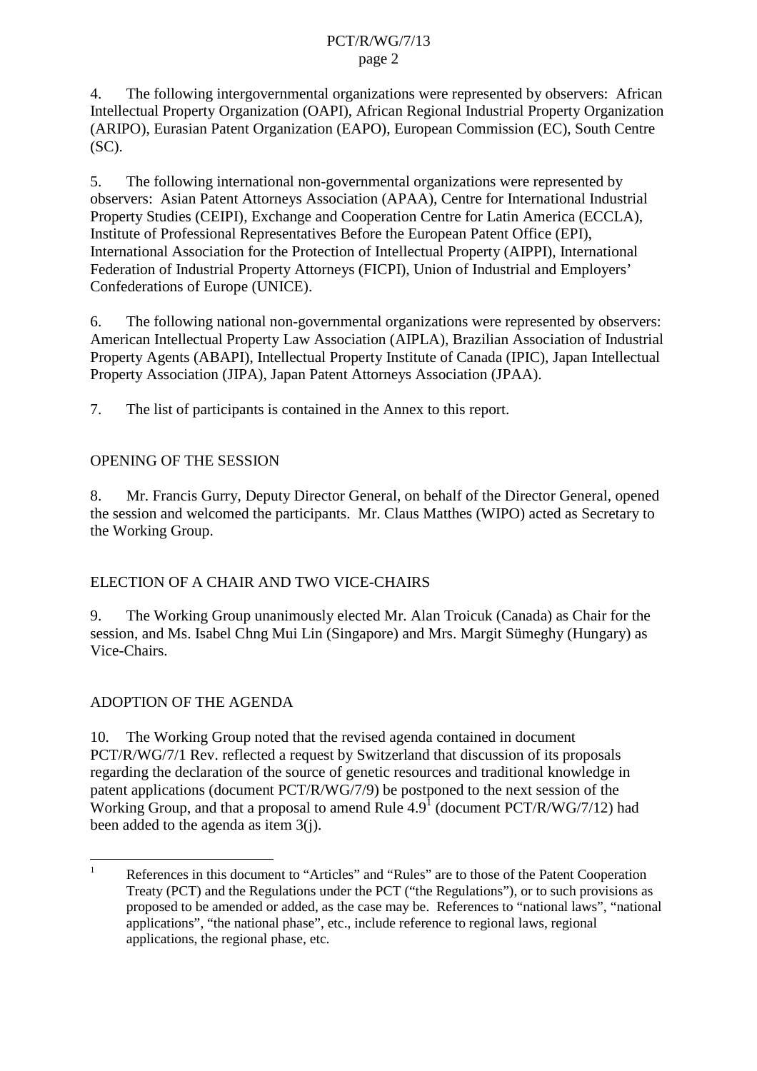4. The following intergovernmental organizations were represented by observers: African Intellectual Property Organization (OAPI), African Regional Industrial Property Organization (ARIPO), Eurasian Patent Organization (EAPO), European Commission (EC), South Centre (SC).

5. The following international non-governmental organizations were represented by observers: Asian Patent Attorneys Association (APAA), Centre for International Industrial Property Studies (CEIPI), Exchange and Cooperation Centre for Latin America (ECCLA), Institute of Professional Representatives Before the European Patent Office (EPI), International Association for the Protection of Intellectual Property (AIPPI), International Federation of Industrial Property Attorneys (FICPI), Union of Industrial and Employers' Confederations of Europe (UNICE).

6. The following national non-governmental organizations were represented by observers: American Intellectual Property Law Association (AIPLA), Brazilian Association of Industrial Property Agents (ABAPI), Intellectual Property Institute of Canada (IPIC), Japan Intellectual Property Association (JIPA), Japan Patent Attorneys Association (JPAA).

7. The list of participants is contained in the Annex to this report.

## OPENING OF THE SESSION

8. Mr. Francis Gurry, Deputy Director General, on behalf of the Director General, opened the session and welcomed the participants. Mr. Claus Matthes (WIPO) acted as Secretary to the Working Group.

## ELECTION OF A CHAIR AND TWO VICE-CHAIRS

9. The Working Group unanimously elected Mr. Alan Troicuk (Canada) as Chair for the session, and Ms. Isabel Chng Mui Lin (Singapore) and Mrs. Margit Sümeghy (Hungary) as Vice-Chairs.

## ADOPTION OF THE AGENDA

10. The Working Group noted that the revised agenda contained in document PCT/R/WG/7/1 Rev. reflected a request by Switzerland that discussion of its proposals regarding the declaration of the source of genetic resources and traditional knowledge in patent applications (document PCT/R/WG/7/9) be postponed to the next session of the Working Group, and that a proposal to amend Rule 4.9[1] (document PCT/R/WG/7/12) had been added to the agenda as item 3(j).

---

[1] References in this document to "Articles" and "Rules" are to those of the Patent Cooperation Treaty (PCT) and the Regulations under the PCT ("the Regulations"), or to such provisions as proposed to be amended or added, as the case may be. References to "national laws", "national applications", "the national phase", etc., include reference to regional laws, regional applications, the regional phase, etc.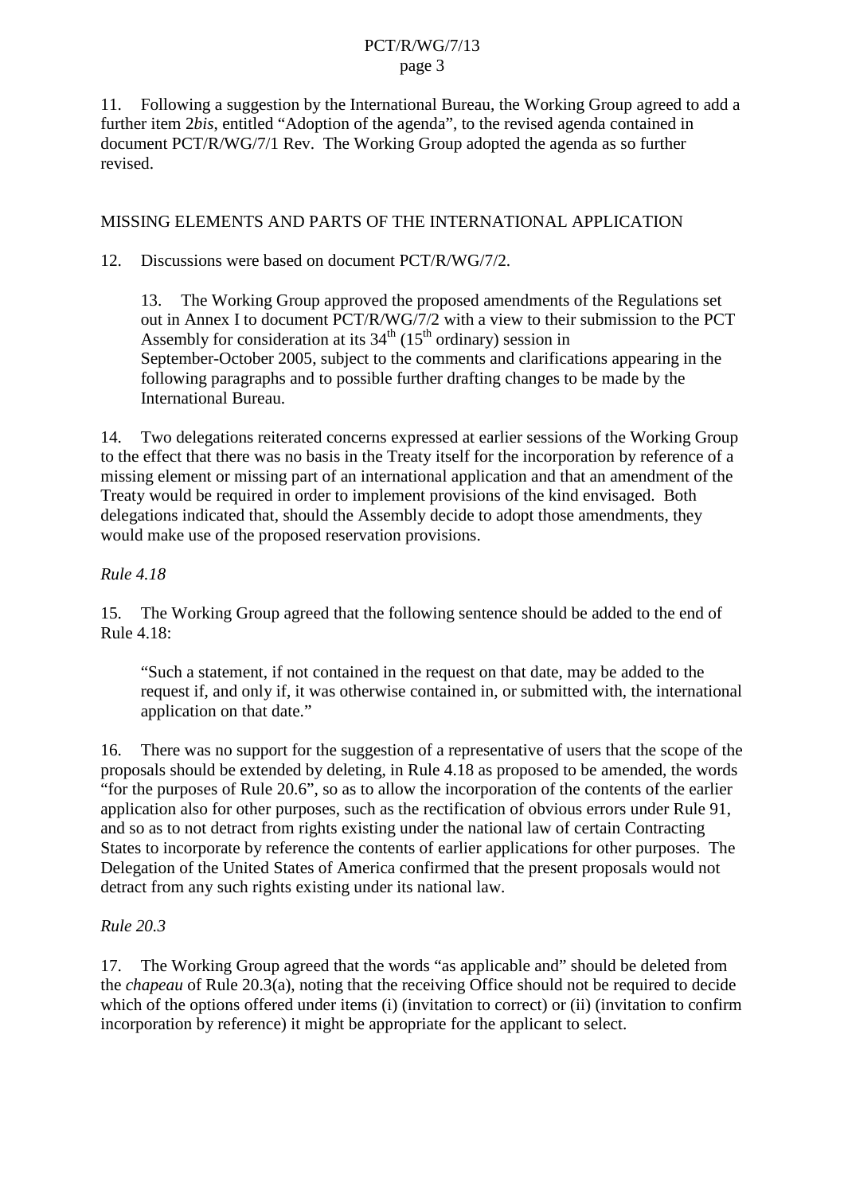11. Following a suggestion by the International Bureau, the Working Group agreed to add a further item 2*bis*, entitled "Adoption of the agenda", to the revised agenda contained in document PCT/R/WG/7/1 Rev. The Working Group adopted the agenda as so further revised.

## MISSING ELEMENTS AND PARTS OF THE INTERNATIONAL APPLICATION

12. Discussions were based on document PCT/R/WG/7/2.

> 13. The Working Group approved the proposed amendments of the Regulations set out in Annex I to document PCT/R/WG/7/2 with a view to their submission to the PCT Assembly for consideration at its 34th (15th ordinary) session in September-October 2005, subject to the comments and clarifications appearing in the following paragraphs and to possible further drafting changes to be made by the International Bureau.

14. Two delegations reiterated concerns expressed at earlier sessions of the Working Group to the effect that there was no basis in the Treaty itself for the incorporation by reference of a missing element or missing part of an international application and that an amendment of the Treaty would be required in order to implement provisions of the kind envisaged. Both delegations indicated that, should the Assembly decide to adopt those amendments, they would make use of the proposed reservation provisions.

*Rule 4.18*

15. The Working Group agreed that the following sentence should be added to the end of Rule 4.18:

> "Such a statement, if not contained in the request on that date, may be added to the request if, and only if, it was otherwise contained in, or submitted with, the international application on that date."

16. There was no support for the suggestion of a representative of users that the scope of the proposals should be extended by deleting, in Rule 4.18 as proposed to be amended, the words "for the purposes of Rule 20.6", so as to allow the incorporation of the contents of the earlier application also for other purposes, such as the rectification of obvious errors under Rule 91, and so as to not detract from rights existing under the national law of certain Contracting States to incorporate by reference the contents of earlier applications for other purposes. The Delegation of the United States of America confirmed that the present proposals would not detract from any such rights existing under its national law.

*Rule 20.3*

17. The Working Group agreed that the words "as applicable and" should be deleted from the *chapeau* of Rule 20.3(a), noting that the receiving Office should not be required to decide which of the options offered under items (i) (invitation to correct) or (ii) (invitation to confirm incorporation by reference) it might be appropriate for the applicant to select.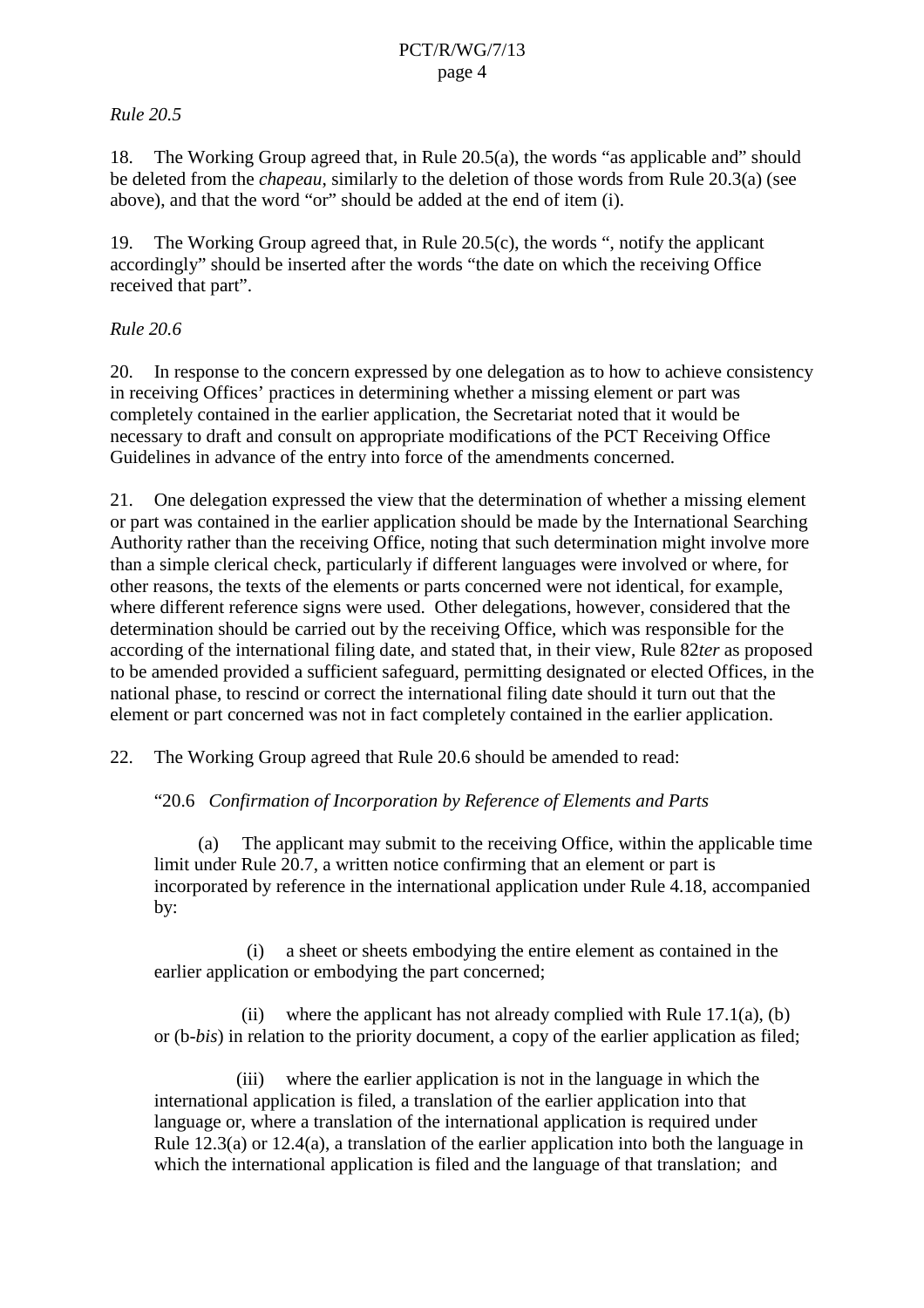*Rule 20.5*

18. The Working Group agreed that, in Rule 20.5(a), the words “as applicable and” should be deleted from the *chapeau*, similarly to the deletion of those words from Rule 20.3(a) (see above), and that the word “or” should be added at the end of item (i).

19. The Working Group agreed that, in Rule 20.5(c), the words “, notify the applicant accordingly” should be inserted after the words “the date on which the receiving Office received that part”.

*Rule 20.6*

20. In response to the concern expressed by one delegation as to how to achieve consistency in receiving Offices’ practices in determining whether a missing element or part was completely contained in the earlier application, the Secretariat noted that it would be necessary to draft and consult on appropriate modifications of the PCT Receiving Office Guidelines in advance of the entry into force of the amendments concerned.

21. One delegation expressed the view that the determination of whether a missing element or part was contained in the earlier application should be made by the International Searching Authority rather than the receiving Office, noting that such determination might involve more than a simple clerical check, particularly if different languages were involved or where, for other reasons, the texts of the elements or parts concerned were not identical, for example, where different reference signs were used. Other delegations, however, considered that the determination should be carried out by the receiving Office, which was responsible for the according of the international filing date, and stated that, in their view, Rule 82*ter* as proposed to be amended provided a sufficient safeguard, permitting designated or elected Offices, in the national phase, to rescind or correct the international filing date should it turn out that the element or part concerned was not in fact completely contained in the earlier application.

22. The Working Group agreed that Rule 20.6 should be amended to read:

“20.6 *Confirmation of Incorporation by Reference of Elements and Parts*

(a) The applicant may submit to the receiving Office, within the applicable time limit under Rule 20.7, a written notice confirming that an element or part is incorporated by reference in the international application under Rule 4.18, accompanied by:

(i) a sheet or sheets embodying the entire element as contained in the earlier application or embodying the part concerned;

(ii) where the applicant has not already complied with Rule 17.1(a), (b) or (b-*bis*) in relation to the priority document, a copy of the earlier application as filed;

(iii) where the earlier application is not in the language in which the international application is filed, a translation of the earlier application into that language or, where a translation of the international application is required under Rule 12.3(a) or 12.4(a), a translation of the earlier application into both the language in which the international application is filed and the language of that translation; and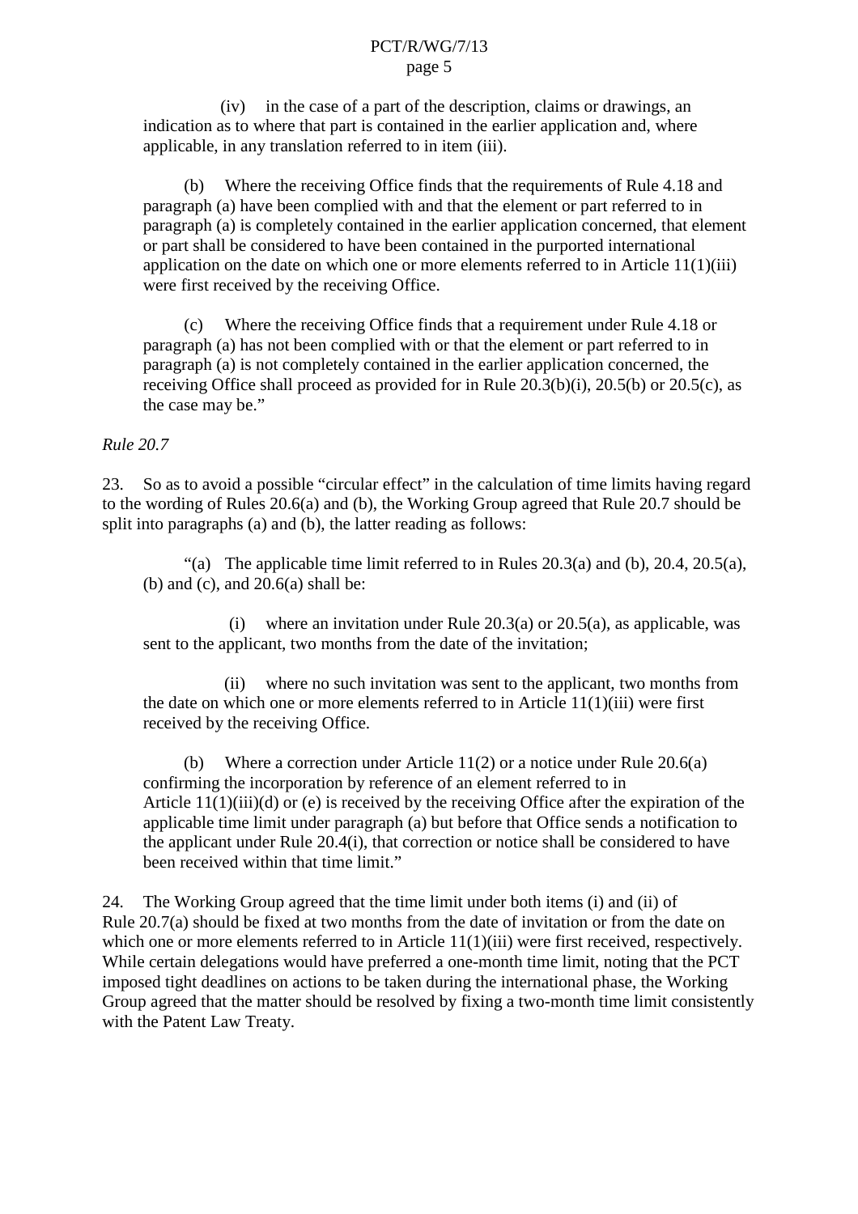(iv) in the case of a part of the description, claims or drawings, an indication as to where that part is contained in the earlier application and, where applicable, in any translation referred to in item (iii).

(b) Where the receiving Office finds that the requirements of Rule 4.18 and paragraph (a) have been complied with and that the element or part referred to in paragraph (a) is completely contained in the earlier application concerned, that element or part shall be considered to have been contained in the purported international application on the date on which one or more elements referred to in Article 11(1)(iii) were first received by the receiving Office.

(c) Where the receiving Office finds that a requirement under Rule 4.18 or paragraph (a) has not been complied with or that the element or part referred to in paragraph (a) is not completely contained in the earlier application concerned, the receiving Office shall proceed as provided for in Rule 20.3(b)(i), 20.5(b) or 20.5(c), as the case may be."

*Rule 20.7*

23. So as to avoid a possible "circular effect" in the calculation of time limits having regard to the wording of Rules 20.6(a) and (b), the Working Group agreed that Rule 20.7 should be split into paragraphs (a) and (b), the latter reading as follows:

"(a) The applicable time limit referred to in Rules 20.3(a) and (b), 20.4, 20.5(a), (b) and (c), and 20.6(a) shall be:

(i) where an invitation under Rule 20.3(a) or 20.5(a), as applicable, was sent to the applicant, two months from the date of the invitation;

(ii) where no such invitation was sent to the applicant, two months from the date on which one or more elements referred to in Article 11(1)(iii) were first received by the receiving Office.

(b) Where a correction under Article 11(2) or a notice under Rule 20.6(a) confirming the incorporation by reference of an element referred to in Article 11(1)(iii)(d) or (e) is received by the receiving Office after the expiration of the applicable time limit under paragraph (a) but before that Office sends a notification to the applicant under Rule 20.4(i), that correction or notice shall be considered to have been received within that time limit."

24. The Working Group agreed that the time limit under both items (i) and (ii) of Rule 20.7(a) should be fixed at two months from the date of invitation or from the date on which one or more elements referred to in Article 11(1)(iii) were first received, respectively. While certain delegations would have preferred a one-month time limit, noting that the PCT imposed tight deadlines on actions to be taken during the international phase, the Working Group agreed that the matter should be resolved by fixing a two-month time limit consistently with the Patent Law Treaty.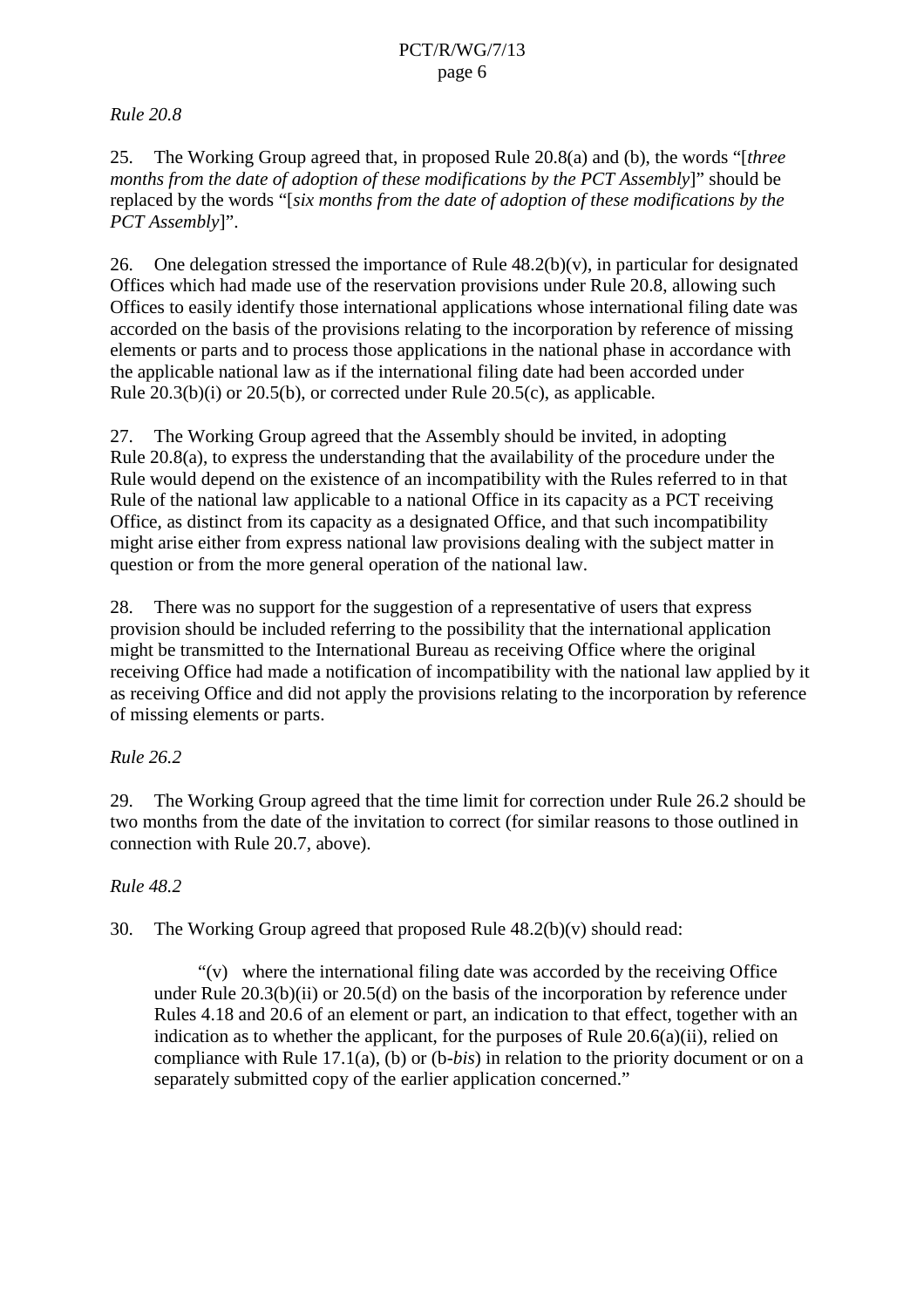*Rule 20.8*

25. The Working Group agreed that, in proposed Rule 20.8(a) and (b), the words "[*three months from the date of adoption of these modifications by the PCT Assembly*]" should be replaced by the words "[*six months from the date of adoption of these modifications by the PCT Assembly*]".

26. One delegation stressed the importance of Rule 48.2(b)(v), in particular for designated Offices which had made use of the reservation provisions under Rule 20.8, allowing such Offices to easily identify those international applications whose international filing date was accorded on the basis of the provisions relating to the incorporation by reference of missing elements or parts and to process those applications in the national phase in accordance with the applicable national law as if the international filing date had been accorded under Rule 20.3(b)(i) or 20.5(b), or corrected under Rule 20.5(c), as applicable.

27. The Working Group agreed that the Assembly should be invited, in adopting Rule 20.8(a), to express the understanding that the availability of the procedure under the Rule would depend on the existence of an incompatibility with the Rules referred to in that Rule of the national law applicable to a national Office in its capacity as a PCT receiving Office, as distinct from its capacity as a designated Office, and that such incompatibility might arise either from express national law provisions dealing with the subject matter in question or from the more general operation of the national law.

28. There was no support for the suggestion of a representative of users that express provision should be included referring to the possibility that the international application might be transmitted to the International Bureau as receiving Office where the original receiving Office had made a notification of incompatibility with the national law applied by it as receiving Office and did not apply the provisions relating to the incorporation by reference of missing elements or parts.

*Rule 26.2*

29. The Working Group agreed that the time limit for correction under Rule 26.2 should be two months from the date of the invitation to correct (for similar reasons to those outlined in connection with Rule 20.7, above).

*Rule 48.2*

30. The Working Group agreed that proposed Rule 48.2(b)(v) should read:

> "(v) where the international filing date was accorded by the receiving Office under Rule 20.3(b)(ii) or 20.5(d) on the basis of the incorporation by reference under Rules 4.18 and 20.6 of an element or part, an indication to that effect, together with an indication as to whether the applicant, for the purposes of Rule 20.6(a)(ii), relied on compliance with Rule 17.1(a), (b) or (b-*bis*) in relation to the priority document or on a separately submitted copy of the earlier application concerned."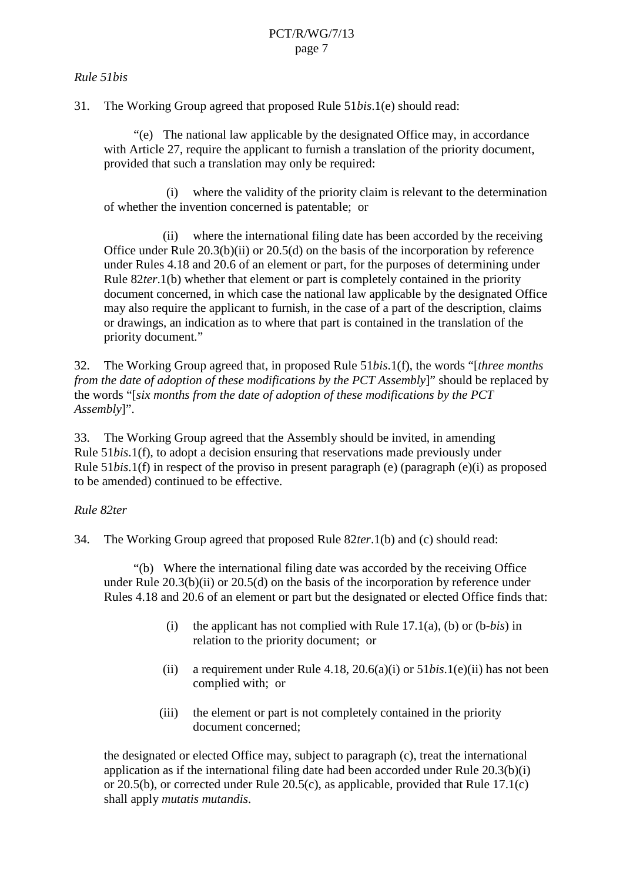*Rule 51bis*

31. The Working Group agreed that proposed Rule 51*bis*.1(e) should read:

> "(e) The national law applicable by the designated Office may, in accordance with Article 27, require the applicant to furnish a translation of the priority document, provided that such a translation may only be required:
>
> (i) where the validity of the priority claim is relevant to the determination of whether the invention concerned is patentable; or
>
> (ii) where the international filing date has been accorded by the receiving Office under Rule 20.3(b)(ii) or 20.5(d) on the basis of the incorporation by reference under Rules 4.18 and 20.6 of an element or part, for the purposes of determining under Rule 82*ter*.1(b) whether that element or part is completely contained in the priority document concerned, in which case the national law applicable by the designated Office may also require the applicant to furnish, in the case of a part of the description, claims or drawings, an indication as to where that part is contained in the translation of the priority document."

32. The Working Group agreed that, in proposed Rule 51*bis*.1(f), the words "[*three months from the date of adoption of these modifications by the PCT Assembly*]" should be replaced by the words "[*six months from the date of adoption of these modifications by the PCT Assembly*]".

33. The Working Group agreed that the Assembly should be invited, in amending Rule 51*bis*.1(f), to adopt a decision ensuring that reservations made previously under Rule 51*bis*.1(f) in respect of the proviso in present paragraph (e) (paragraph (e)(i) as proposed to be amended) continued to be effective.

*Rule 82ter*

34. The Working Group agreed that proposed Rule 82*ter*.1(b) and (c) should read:

> "(b) Where the international filing date was accorded by the receiving Office under Rule 20.3(b)(ii) or 20.5(d) on the basis of the incorporation by reference under Rules 4.18 and 20.6 of an element or part but the designated or elected Office finds that:
>
> (i) the applicant has not complied with Rule 17.1(a), (b) or (b-*bis*) in relation to the priority document; or
>
> (ii) a requirement under Rule 4.18, 20.6(a)(i) or 51*bis*.1(e)(ii) has not been complied with; or
>
> (iii) the element or part is not completely contained in the priority document concerned;
>
> the designated or elected Office may, subject to paragraph (c), treat the international application as if the international filing date had been accorded under Rule 20.3(b)(i) or 20.5(b), or corrected under Rule 20.5(c), as applicable, provided that Rule 17.1(c) shall apply *mutatis mutandis*.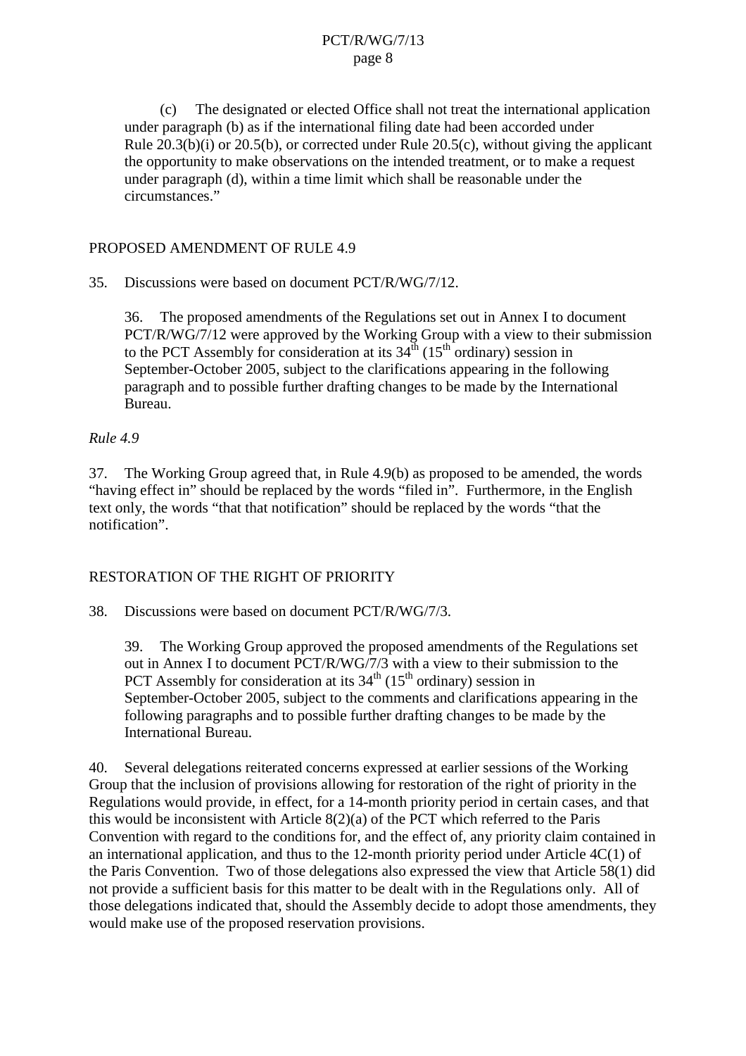(c) The designated or elected Office shall not treat the international application under paragraph (b) as if the international filing date had been accorded under Rule 20.3(b)(i) or 20.5(b), or corrected under Rule 20.5(c), without giving the applicant the opportunity to make observations on the intended treatment, or to make a request under paragraph (d), within a time limit which shall be reasonable under the circumstances."

## PROPOSED AMENDMENT OF RULE 4.9

35. Discussions were based on document PCT/R/WG/7/12.

> 36. The proposed amendments of the Regulations set out in Annex I to document PCT/R/WG/7/12 were approved by the Working Group with a view to their submission to the PCT Assembly for consideration at its 34th (15th ordinary) session in September-October 2005, subject to the clarifications appearing in the following paragraph and to possible further drafting changes to be made by the International Bureau.

*Rule 4.9*

37. The Working Group agreed that, in Rule 4.9(b) as proposed to be amended, the words "having effect in" should be replaced by the words "filed in". Furthermore, in the English text only, the words "that that notification" should be replaced by the words "that the notification".

## RESTORATION OF THE RIGHT OF PRIORITY

38. Discussions were based on document PCT/R/WG/7/3.

> 39. The Working Group approved the proposed amendments of the Regulations set out in Annex I to document PCT/R/WG/7/3 with a view to their submission to the PCT Assembly for consideration at its 34th (15th ordinary) session in September-October 2005, subject to the comments and clarifications appearing in the following paragraphs and to possible further drafting changes to be made by the International Bureau.

40. Several delegations reiterated concerns expressed at earlier sessions of the Working Group that the inclusion of provisions allowing for restoration of the right of priority in the Regulations would provide, in effect, for a 14-month priority period in certain cases, and that this would be inconsistent with Article 8(2)(a) of the PCT which referred to the Paris Convention with regard to the conditions for, and the effect of, any priority claim contained in an international application, and thus to the 12-month priority period under Article 4C(1) of the Paris Convention. Two of those delegations also expressed the view that Article 58(1) did not provide a sufficient basis for this matter to be dealt with in the Regulations only. All of those delegations indicated that, should the Assembly decide to adopt those amendments, they would make use of the proposed reservation provisions.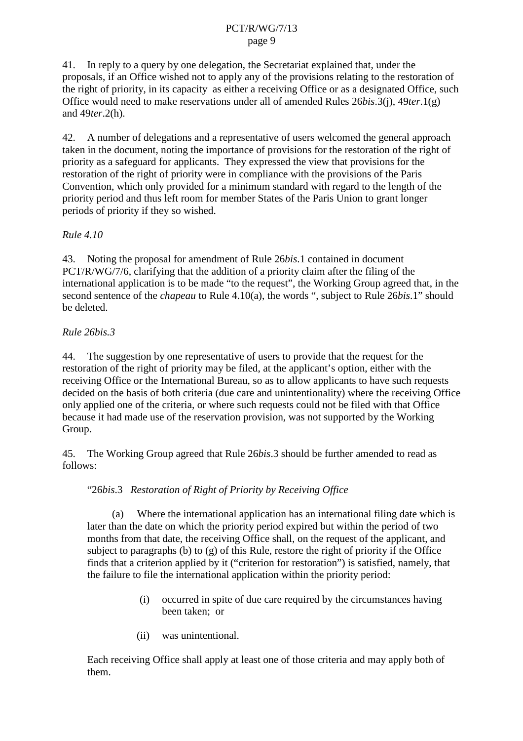41. In reply to a query by one delegation, the Secretariat explained that, under the proposals, if an Office wished not to apply any of the provisions relating to the restoration of the right of priority, in its capacity as either a receiving Office or as a designated Office, such Office would need to make reservations under all of amended Rules 26*bis*.3(j), 49*ter*.1(g) and 49*ter*.2(h).

42. A number of delegations and a representative of users welcomed the general approach taken in the document, noting the importance of provisions for the restoration of the right of priority as a safeguard for applicants. They expressed the view that provisions for the restoration of the right of priority were in compliance with the provisions of the Paris Convention, which only provided for a minimum standard with regard to the length of the priority period and thus left room for member States of the Paris Union to grant longer periods of priority if they so wished.

*Rule 4.10*

43. Noting the proposal for amendment of Rule 26*bis*.1 contained in document PCT/R/WG/7/6, clarifying that the addition of a priority claim after the filing of the international application is to be made "to the request", the Working Group agreed that, in the second sentence of the *chapeau* to Rule 4.10(a), the words ", subject to Rule 26*bis*.1" should be deleted.

*Rule 26bis.3*

44. The suggestion by one representative of users to provide that the request for the restoration of the right of priority may be filed, at the applicant's option, either with the receiving Office or the International Bureau, so as to allow applicants to have such requests decided on the basis of both criteria (due care and unintentionality) where the receiving Office only applied one of the criteria, or where such requests could not be filed with that Office because it had made use of the reservation provision, was not supported by the Working Group.

45. The Working Group agreed that Rule 26*bis*.3 should be further amended to read as follows:

"26*bis*.3 *Restoration of Right of Priority by Receiving Office*

(a) Where the international application has an international filing date which is later than the date on which the priority period expired but within the period of two months from that date, the receiving Office shall, on the request of the applicant, and subject to paragraphs (b) to (g) of this Rule, restore the right of priority if the Office finds that a criterion applied by it ("criterion for restoration") is satisfied, namely, that the failure to file the international application within the priority period:

(i) occurred in spite of due care required by the circumstances having been taken; or

(ii) was unintentional.

Each receiving Office shall apply at least one of those criteria and may apply both of them.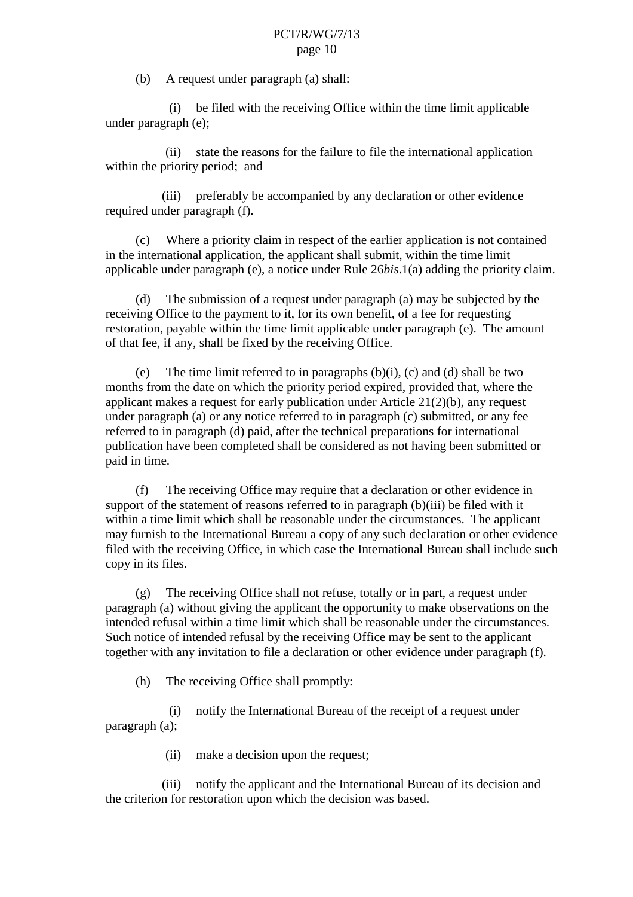(b) A request under paragraph (a) shall:

(i) be filed with the receiving Office within the time limit applicable under paragraph (e);

(ii) state the reasons for the failure to file the international application within the priority period; and

(iii) preferably be accompanied by any declaration or other evidence required under paragraph (f).

(c) Where a priority claim in respect of the earlier application is not contained in the international application, the applicant shall submit, within the time limit applicable under paragraph (e), a notice under Rule 26*bis*.1(a) adding the priority claim.

(d) The submission of a request under paragraph (a) may be subjected by the receiving Office to the payment to it, for its own benefit, of a fee for requesting restoration, payable within the time limit applicable under paragraph (e). The amount of that fee, if any, shall be fixed by the receiving Office.

(e) The time limit referred to in paragraphs (b)(i), (c) and (d) shall be two months from the date on which the priority period expired, provided that, where the applicant makes a request for early publication under Article 21(2)(b), any request under paragraph (a) or any notice referred to in paragraph (c) submitted, or any fee referred to in paragraph (d) paid, after the technical preparations for international publication have been completed shall be considered as not having been submitted or paid in time.

(f) The receiving Office may require that a declaration or other evidence in support of the statement of reasons referred to in paragraph (b)(iii) be filed with it within a time limit which shall be reasonable under the circumstances. The applicant may furnish to the International Bureau a copy of any such declaration or other evidence filed with the receiving Office, in which case the International Bureau shall include such copy in its files.

(g) The receiving Office shall not refuse, totally or in part, a request under paragraph (a) without giving the applicant the opportunity to make observations on the intended refusal within a time limit which shall be reasonable under the circumstances. Such notice of intended refusal by the receiving Office may be sent to the applicant together with any invitation to file a declaration or other evidence under paragraph (f).

(h) The receiving Office shall promptly:

(i) notify the International Bureau of the receipt of a request under paragraph (a);

(ii) make a decision upon the request;

(iii) notify the applicant and the International Bureau of its decision and the criterion for restoration upon which the decision was based.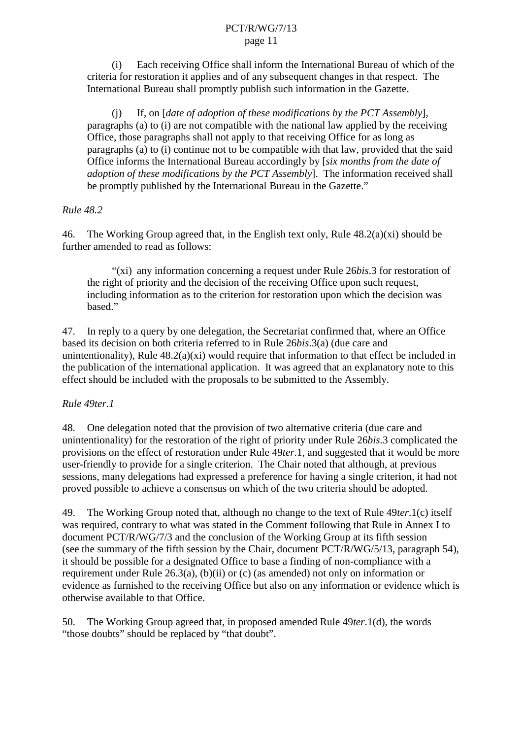(i) Each receiving Office shall inform the International Bureau of which of the criteria for restoration it applies and of any subsequent changes in that respect. The International Bureau shall promptly publish such information in the Gazette.

(j) If, on [*date of adoption of these modifications by the PCT Assembly*], paragraphs (a) to (i) are not compatible with the national law applied by the receiving Office, those paragraphs shall not apply to that receiving Office for as long as paragraphs (a) to (i) continue not to be compatible with that law, provided that the said Office informs the International Bureau accordingly by [*six months from the date of adoption of these modifications by the PCT Assembly*]. The information received shall be promptly published by the International Bureau in the Gazette."

*Rule 48.2*

46. The Working Group agreed that, in the English text only, Rule 48.2(a)(xi) should be further amended to read as follows:

"(xi) any information concerning a request under Rule 26*bis*.3 for restoration of the right of priority and the decision of the receiving Office upon such request, including information as to the criterion for restoration upon which the decision was based."

47. In reply to a query by one delegation, the Secretariat confirmed that, where an Office based its decision on both criteria referred to in Rule 26*bis*.3(a) (due care and unintentionality), Rule 48.2(a)(xi) would require that information to that effect be included in the publication of the international application. It was agreed that an explanatory note to this effect should be included with the proposals to be submitted to the Assembly.

*Rule 49ter.1*

48. One delegation noted that the provision of two alternative criteria (due care and unintentionality) for the restoration of the right of priority under Rule 26*bis*.3 complicated the provisions on the effect of restoration under Rule 49*ter*.1, and suggested that it would be more user-friendly to provide for a single criterion. The Chair noted that although, at previous sessions, many delegations had expressed a preference for having a single criterion, it had not proved possible to achieve a consensus on which of the two criteria should be adopted.

49. The Working Group noted that, although no change to the text of Rule 49*ter*.1(c) itself was required, contrary to what was stated in the Comment following that Rule in Annex I to document PCT/R/WG/7/3 and the conclusion of the Working Group at its fifth session (see the summary of the fifth session by the Chair, document PCT/R/WG/5/13, paragraph 54), it should be possible for a designated Office to base a finding of non-compliance with a requirement under Rule 26.3(a), (b)(ii) or (c) (as amended) not only on information or evidence as furnished to the receiving Office but also on any information or evidence which is otherwise available to that Office.

50. The Working Group agreed that, in proposed amended Rule 49*ter*.1(d), the words "those doubts" should be replaced by "that doubt".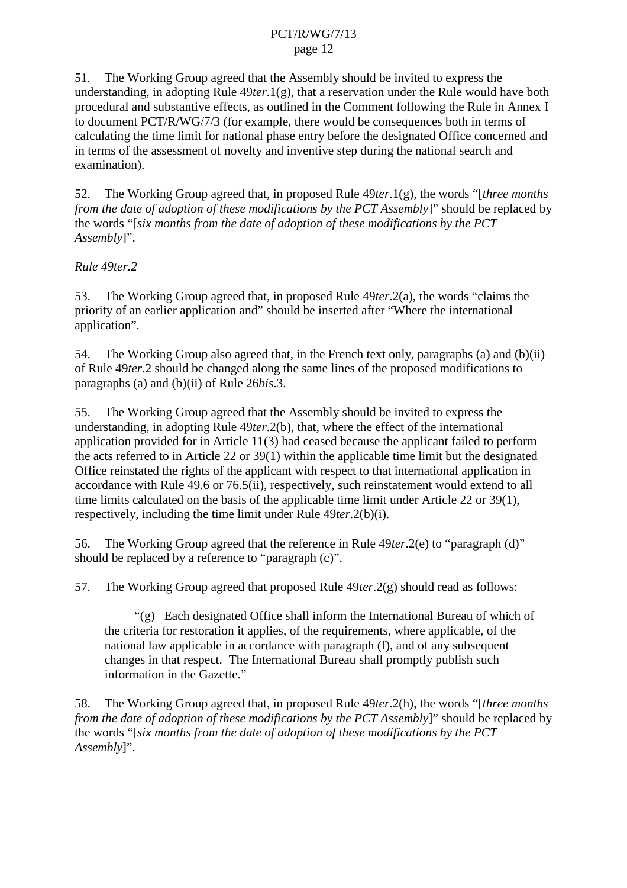51. The Working Group agreed that the Assembly should be invited to express the understanding, in adopting Rule 49*ter*.1(g), that a reservation under the Rule would have both procedural and substantive effects, as outlined in the Comment following the Rule in Annex I to document PCT/R/WG/7/3 (for example, there would be consequences both in terms of calculating the time limit for national phase entry before the designated Office concerned and in terms of the assessment of novelty and inventive step during the national search and examination).

52. The Working Group agreed that, in proposed Rule 49*ter*.1(g), the words "[*three months from the date of adoption of these modifications by the PCT Assembly*]" should be replaced by the words "[*six months from the date of adoption of these modifications by the PCT Assembly*]".

*Rule 49ter.2*

53. The Working Group agreed that, in proposed Rule 49*ter*.2(a), the words "claims the priority of an earlier application and" should be inserted after "Where the international application".

54. The Working Group also agreed that, in the French text only, paragraphs (a) and (b)(ii) of Rule 49*ter*.2 should be changed along the same lines of the proposed modifications to paragraphs (a) and (b)(ii) of Rule 26*bis*.3.

55. The Working Group agreed that the Assembly should be invited to express the understanding, in adopting Rule 49*ter*.2(b), that, where the effect of the international application provided for in Article 11(3) had ceased because the applicant failed to perform the acts referred to in Article 22 or 39(1) within the applicable time limit but the designated Office reinstated the rights of the applicant with respect to that international application in accordance with Rule 49.6 or 76.5(ii), respectively, such reinstatement would extend to all time limits calculated on the basis of the applicable time limit under Article 22 or 39(1), respectively, including the time limit under Rule 49*ter*.2(b)(i).

56. The Working Group agreed that the reference in Rule 49*ter*.2(e) to "paragraph (d)" should be replaced by a reference to "paragraph (c)".

57. The Working Group agreed that proposed Rule 49*ter*.2(g) should read as follows:

> "(g) Each designated Office shall inform the International Bureau of which of the criteria for restoration it applies, of the requirements, where applicable, of the national law applicable in accordance with paragraph (f), and of any subsequent changes in that respect. The International Bureau shall promptly publish such information in the Gazette."

58. The Working Group agreed that, in proposed Rule 49*ter*.2(h), the words "[*three months from the date of adoption of these modifications by the PCT Assembly*]" should be replaced by the words "[*six months from the date of adoption of these modifications by the PCT Assembly*]".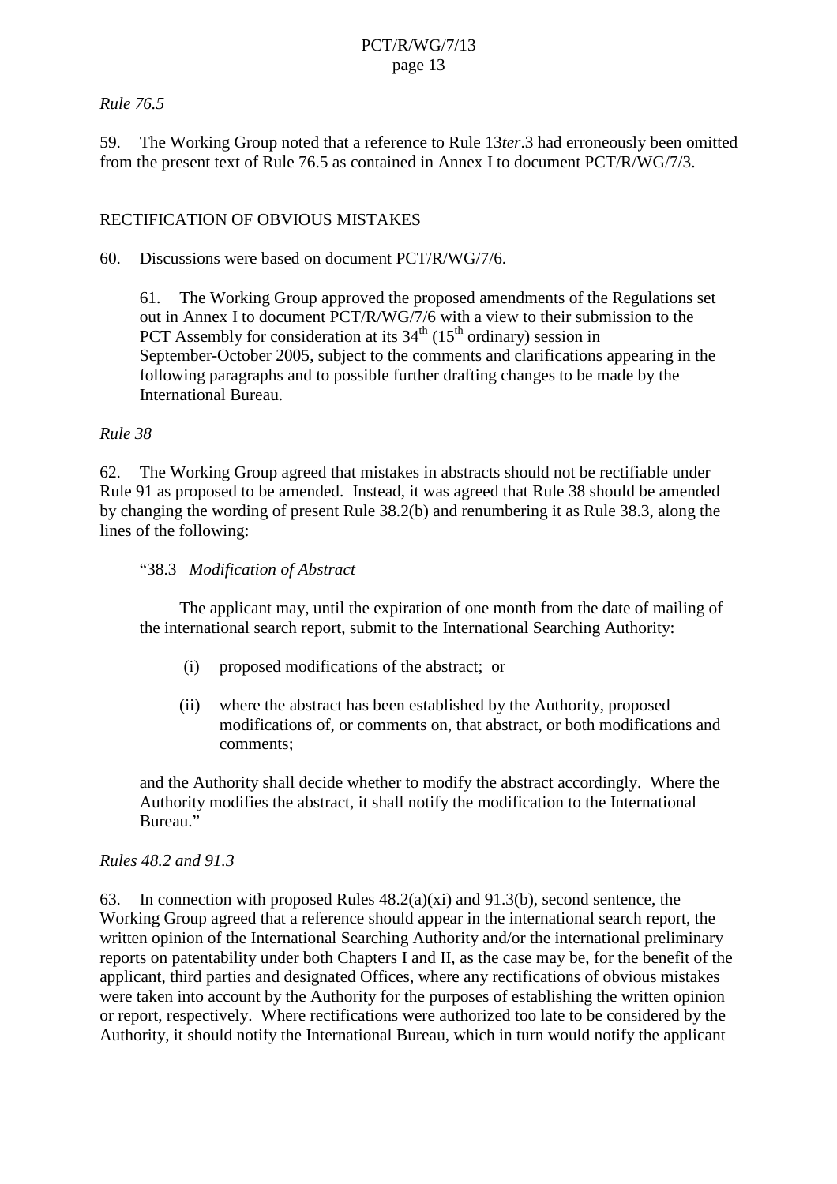*Rule 76.5*

59. The Working Group noted that a reference to Rule 13*ter*.3 had erroneously been omitted from the present text of Rule 76.5 as contained in Annex I to document PCT/R/WG/7/3.

## RECTIFICATION OF OBVIOUS MISTAKES

60. Discussions were based on document PCT/R/WG/7/6.

> 61. The Working Group approved the proposed amendments of the Regulations set out in Annex I to document PCT/R/WG/7/6 with a view to their submission to the PCT Assembly for consideration at its 34th (15th ordinary) session in September-October 2005, subject to the comments and clarifications appearing in the following paragraphs and to possible further drafting changes to be made by the International Bureau.

*Rule 38*

62. The Working Group agreed that mistakes in abstracts should not be rectifiable under Rule 91 as proposed to be amended. Instead, it was agreed that Rule 38 should be amended by changing the wording of present Rule 38.2(b) and renumbering it as Rule 38.3, along the lines of the following:

> "38.3 *Modification of Abstract*
>
> The applicant may, until the expiration of one month from the date of mailing of the international search report, submit to the International Searching Authority:
>
> (i) proposed modifications of the abstract; or
>
> (ii) where the abstract has been established by the Authority, proposed modifications of, or comments on, that abstract, or both modifications and comments;
>
> and the Authority shall decide whether to modify the abstract accordingly. Where the Authority modifies the abstract, it shall notify the modification to the International Bureau."

*Rules 48.2 and 91.3*

63. In connection with proposed Rules 48.2(a)(xi) and 91.3(b), second sentence, the Working Group agreed that a reference should appear in the international search report, the written opinion of the International Searching Authority and/or the international preliminary reports on patentability under both Chapters I and II, as the case may be, for the benefit of the applicant, third parties and designated Offices, where any rectifications of obvious mistakes were taken into account by the Authority for the purposes of establishing the written opinion or report, respectively. Where rectifications were authorized too late to be considered by the Authority, it should notify the International Bureau, which in turn would notify the applicant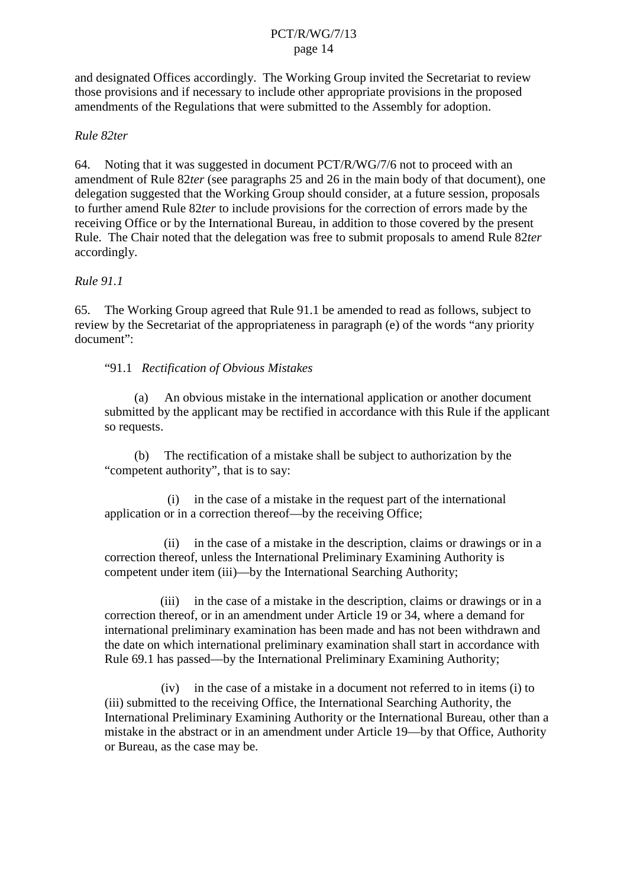and designated Offices accordingly. The Working Group invited the Secretariat to review those provisions and if necessary to include other appropriate provisions in the proposed amendments of the Regulations that were submitted to the Assembly for adoption.

*Rule 82ter*

64. Noting that it was suggested in document PCT/R/WG/7/6 not to proceed with an amendment of Rule 82*ter* (see paragraphs 25 and 26 in the main body of that document), one delegation suggested that the Working Group should consider, at a future session, proposals to further amend Rule 82*ter* to include provisions for the correction of errors made by the receiving Office or by the International Bureau, in addition to those covered by the present Rule. The Chair noted that the delegation was free to submit proposals to amend Rule 82*ter* accordingly.

*Rule 91.1*

65. The Working Group agreed that Rule 91.1 be amended to read as follows, subject to review by the Secretariat of the appropriateness in paragraph (e) of the words "any priority document":

> "91.1 *Rectification of Obvious Mistakes*
>
> (a) An obvious mistake in the international application or another document submitted by the applicant may be rectified in accordance with this Rule if the applicant so requests.
>
> (b) The rectification of a mistake shall be subject to authorization by the "competent authority", that is to say:
>
> (i) in the case of a mistake in the request part of the international application or in a correction thereof—by the receiving Office;
>
> (ii) in the case of a mistake in the description, claims or drawings or in a correction thereof, unless the International Preliminary Examining Authority is competent under item (iii)—by the International Searching Authority;
>
> (iii) in the case of a mistake in the description, claims or drawings or in a correction thereof, or in an amendment under Article 19 or 34, where a demand for international preliminary examination has been made and has not been withdrawn and the date on which international preliminary examination shall start in accordance with Rule 69.1 has passed—by the International Preliminary Examining Authority;
>
> (iv) in the case of a mistake in a document not referred to in items (i) to (iii) submitted to the receiving Office, the International Searching Authority, the International Preliminary Examining Authority or the International Bureau, other than a mistake in the abstract or in an amendment under Article 19—by that Office, Authority or Bureau, as the case may be.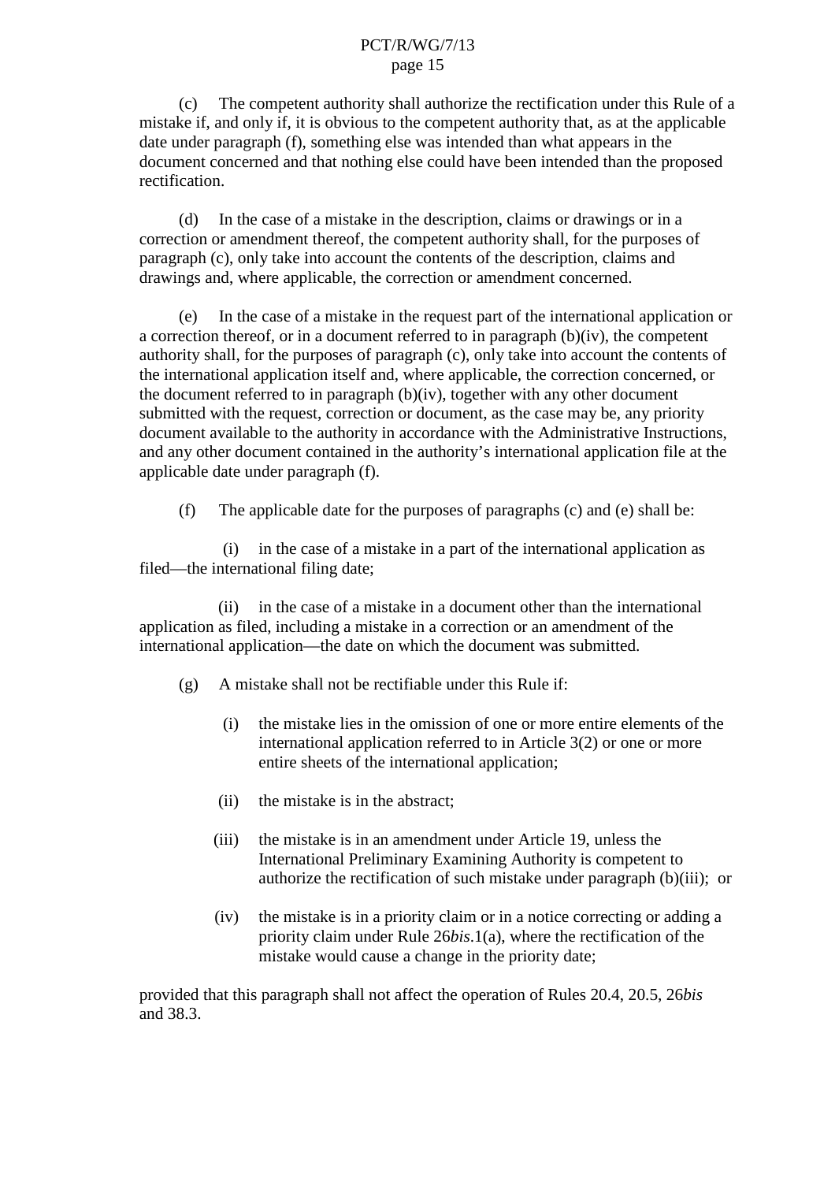(c) The competent authority shall authorize the rectification under this Rule of a mistake if, and only if, it is obvious to the competent authority that, as at the applicable date under paragraph (f), something else was intended than what appears in the document concerned and that nothing else could have been intended than the proposed rectification.

(d) In the case of a mistake in the description, claims or drawings or in a correction or amendment thereof, the competent authority shall, for the purposes of paragraph (c), only take into account the contents of the description, claims and drawings and, where applicable, the correction or amendment concerned.

(e) In the case of a mistake in the request part of the international application or a correction thereof, or in a document referred to in paragraph (b)(iv), the competent authority shall, for the purposes of paragraph (c), only take into account the contents of the international application itself and, where applicable, the correction concerned, or the document referred to in paragraph (b)(iv), together with any other document submitted with the request, correction or document, as the case may be, any priority document available to the authority in accordance with the Administrative Instructions, and any other document contained in the authority's international application file at the applicable date under paragraph (f).

(f) The applicable date for the purposes of paragraphs (c) and (e) shall be:

(i) in the case of a mistake in a part of the international application as filed—the international filing date;

(ii) in the case of a mistake in a document other than the international application as filed, including a mistake in a correction or an amendment of the international application—the date on which the document was submitted.

(g) A mistake shall not be rectifiable under this Rule if:

(i) the mistake lies in the omission of one or more entire elements of the international application referred to in Article 3(2) or one or more entire sheets of the international application;

(ii) the mistake is in the abstract;

(iii) the mistake is in an amendment under Article 19, unless the International Preliminary Examining Authority is competent to authorize the rectification of such mistake under paragraph (b)(iii); or

(iv) the mistake is in a priority claim or in a notice correcting or adding a priority claim under Rule 26*bis*.1(a), where the rectification of the mistake would cause a change in the priority date;

provided that this paragraph shall not affect the operation of Rules 20.4, 20.5, 26*bis* and 38.3.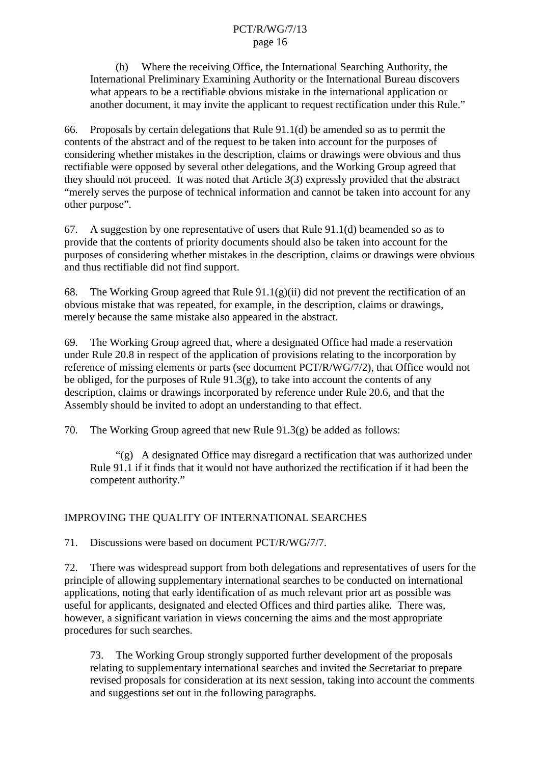(h) Where the receiving Office, the International Searching Authority, the International Preliminary Examining Authority or the International Bureau discovers what appears to be a rectifiable obvious mistake in the international application or another document, it may invite the applicant to request rectification under this Rule."

66. Proposals by certain delegations that Rule 91.1(d) be amended so as to permit the contents of the abstract and of the request to be taken into account for the purposes of considering whether mistakes in the description, claims or drawings were obvious and thus rectifiable were opposed by several other delegations, and the Working Group agreed that they should not proceed. It was noted that Article 3(3) expressly provided that the abstract "merely serves the purpose of technical information and cannot be taken into account for any other purpose".

67. A suggestion by one representative of users that Rule 91.1(d) beamended so as to provide that the contents of priority documents should also be taken into account for the purposes of considering whether mistakes in the description, claims or drawings were obvious and thus rectifiable did not find support.

68. The Working Group agreed that Rule 91.1(g)(ii) did not prevent the rectification of an obvious mistake that was repeated, for example, in the description, claims or drawings, merely because the same mistake also appeared in the abstract.

69. The Working Group agreed that, where a designated Office had made a reservation under Rule 20.8 in respect of the application of provisions relating to the incorporation by reference of missing elements or parts (see document PCT/R/WG/7/2), that Office would not be obliged, for the purposes of Rule 91.3(g), to take into account the contents of any description, claims or drawings incorporated by reference under Rule 20.6, and that the Assembly should be invited to adopt an understanding to that effect.

70. The Working Group agreed that new Rule 91.3(g) be added as follows:

"(g) A designated Office may disregard a rectification that was authorized under Rule 91.1 if it finds that it would not have authorized the rectification if it had been the competent authority."

## IMPROVING THE QUALITY OF INTERNATIONAL SEARCHES

71. Discussions were based on document PCT/R/WG/7/7.

72. There was widespread support from both delegations and representatives of users for the principle of allowing supplementary international searches to be conducted on international applications, noting that early identification of as much relevant prior art as possible was useful for applicants, designated and elected Offices and third parties alike. There was, however, a significant variation in views concerning the aims and the most appropriate procedures for such searches.

73. The Working Group strongly supported further development of the proposals relating to supplementary international searches and invited the Secretariat to prepare revised proposals for consideration at its next session, taking into account the comments and suggestions set out in the following paragraphs.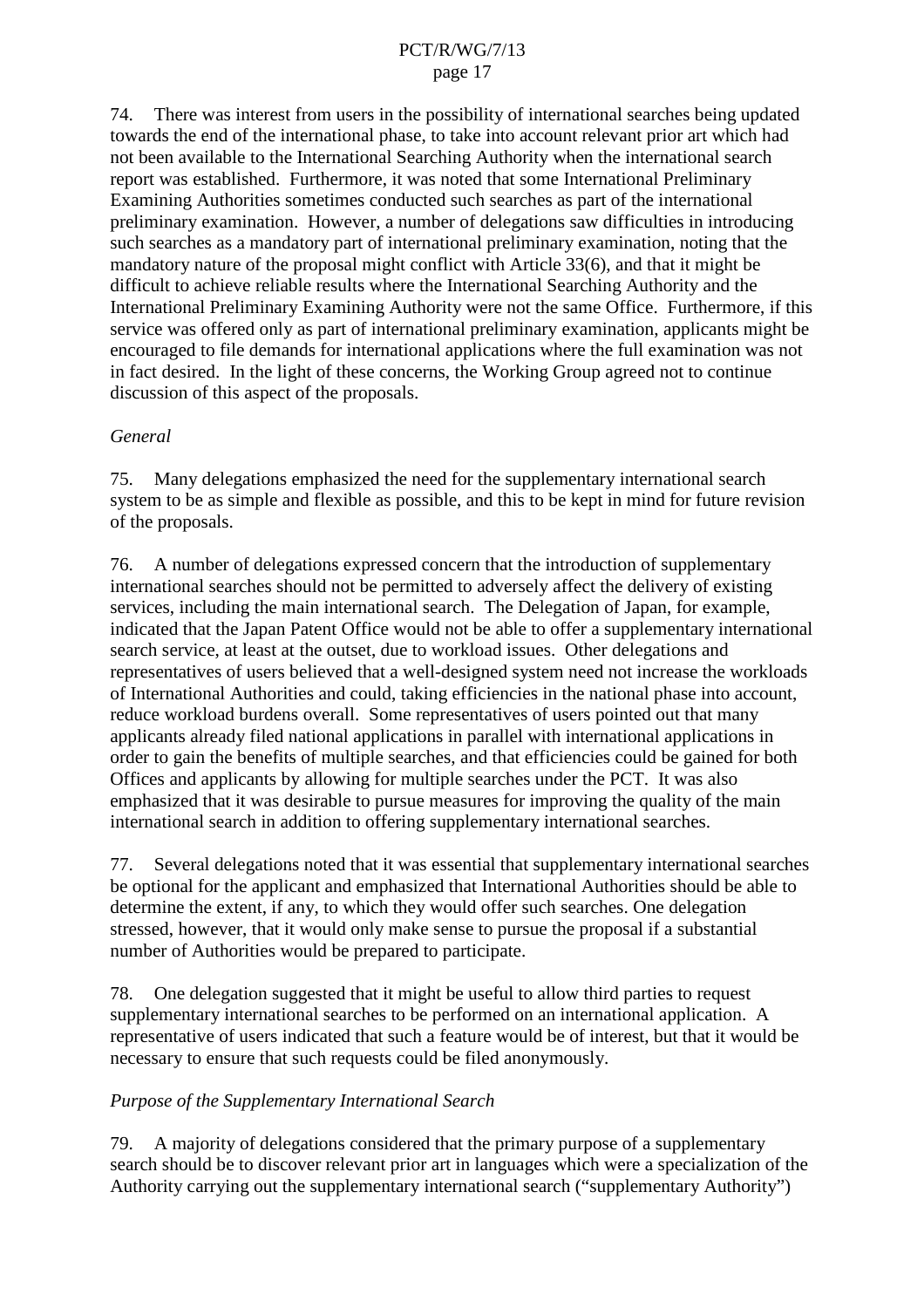74. There was interest from users in the possibility of international searches being updated towards the end of the international phase, to take into account relevant prior art which had not been available to the International Searching Authority when the international search report was established. Furthermore, it was noted that some International Preliminary Examining Authorities sometimes conducted such searches as part of the international preliminary examination. However, a number of delegations saw difficulties in introducing such searches as a mandatory part of international preliminary examination, noting that the mandatory nature of the proposal might conflict with Article 33(6), and that it might be difficult to achieve reliable results where the International Searching Authority and the International Preliminary Examining Authority were not the same Office. Furthermore, if this service was offered only as part of international preliminary examination, applicants might be encouraged to file demands for international applications where the full examination was not in fact desired. In the light of these concerns, the Working Group agreed not to continue discussion of this aspect of the proposals.

*General*

75. Many delegations emphasized the need for the supplementary international search system to be as simple and flexible as possible, and this to be kept in mind for future revision of the proposals.

76. A number of delegations expressed concern that the introduction of supplementary international searches should not be permitted to adversely affect the delivery of existing services, including the main international search. The Delegation of Japan, for example, indicated that the Japan Patent Office would not be able to offer a supplementary international search service, at least at the outset, due to workload issues. Other delegations and representatives of users believed that a well-designed system need not increase the workloads of International Authorities and could, taking efficiencies in the national phase into account, reduce workload burdens overall. Some representatives of users pointed out that many applicants already filed national applications in parallel with international applications in order to gain the benefits of multiple searches, and that efficiencies could be gained for both Offices and applicants by allowing for multiple searches under the PCT. It was also emphasized that it was desirable to pursue measures for improving the quality of the main international search in addition to offering supplementary international searches.

77. Several delegations noted that it was essential that supplementary international searches be optional for the applicant and emphasized that International Authorities should be able to determine the extent, if any, to which they would offer such searches. One delegation stressed, however, that it would only make sense to pursue the proposal if a substantial number of Authorities would be prepared to participate.

78. One delegation suggested that it might be useful to allow third parties to request supplementary international searches to be performed on an international application. A representative of users indicated that such a feature would be of interest, but that it would be necessary to ensure that such requests could be filed anonymously.

*Purpose of the Supplementary International Search*

79. A majority of delegations considered that the primary purpose of a supplementary search should be to discover relevant prior art in languages which were a specialization of the Authority carrying out the supplementary international search ("supplementary Authority")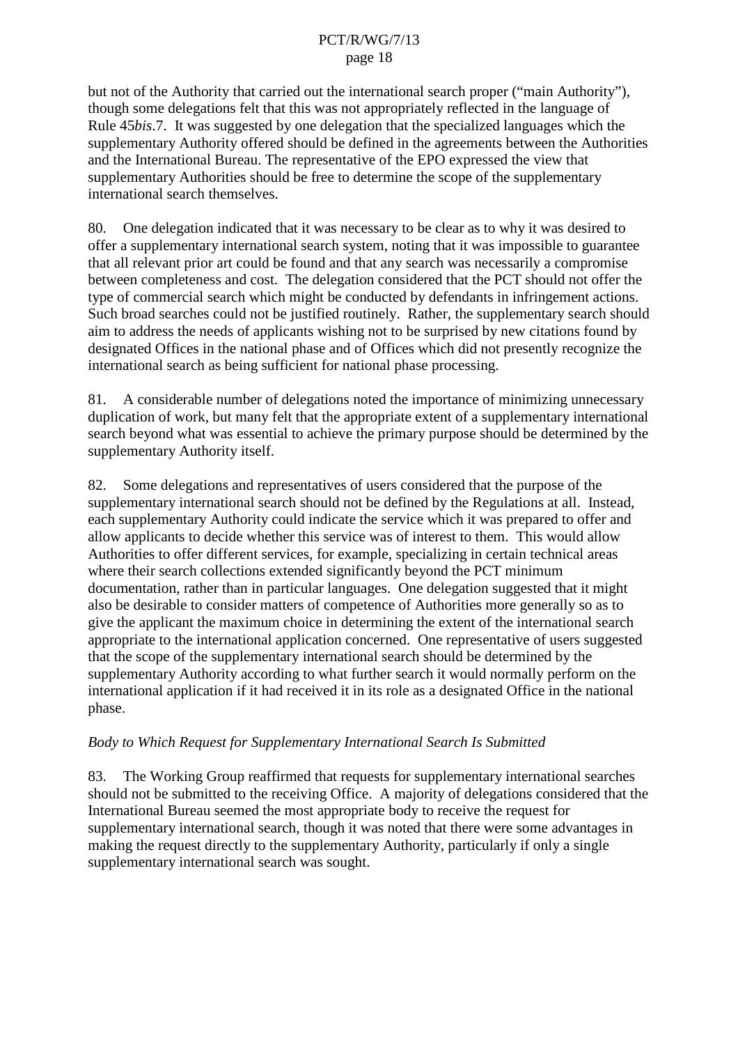but not of the Authority that carried out the international search proper ("main Authority"), though some delegations felt that this was not appropriately reflected in the language of Rule 45*bis*.7. It was suggested by one delegation that the specialized languages which the supplementary Authority offered should be defined in the agreements between the Authorities and the International Bureau. The representative of the EPO expressed the view that supplementary Authorities should be free to determine the scope of the supplementary international search themselves.

80. One delegation indicated that it was necessary to be clear as to why it was desired to offer a supplementary international search system, noting that it was impossible to guarantee that all relevant prior art could be found and that any search was necessarily a compromise between completeness and cost. The delegation considered that the PCT should not offer the type of commercial search which might be conducted by defendants in infringement actions. Such broad searches could not be justified routinely. Rather, the supplementary search should aim to address the needs of applicants wishing not to be surprised by new citations found by designated Offices in the national phase and of Offices which did not presently recognize the international search as being sufficient for national phase processing.

81. A considerable number of delegations noted the importance of minimizing unnecessary duplication of work, but many felt that the appropriate extent of a supplementary international search beyond what was essential to achieve the primary purpose should be determined by the supplementary Authority itself.

82. Some delegations and representatives of users considered that the purpose of the supplementary international search should not be defined by the Regulations at all. Instead, each supplementary Authority could indicate the service which it was prepared to offer and allow applicants to decide whether this service was of interest to them. This would allow Authorities to offer different services, for example, specializing in certain technical areas where their search collections extended significantly beyond the PCT minimum documentation, rather than in particular languages. One delegation suggested that it might also be desirable to consider matters of competence of Authorities more generally so as to give the applicant the maximum choice in determining the extent of the international search appropriate to the international application concerned. One representative of users suggested that the scope of the supplementary international search should be determined by the supplementary Authority according to what further search it would normally perform on the international application if it had received it in its role as a designated Office in the national phase.

*Body to Which Request for Supplementary International Search Is Submitted*

83. The Working Group reaffirmed that requests for supplementary international searches should not be submitted to the receiving Office. A majority of delegations considered that the International Bureau seemed the most appropriate body to receive the request for supplementary international search, though it was noted that there were some advantages in making the request directly to the supplementary Authority, particularly if only a single supplementary international search was sought.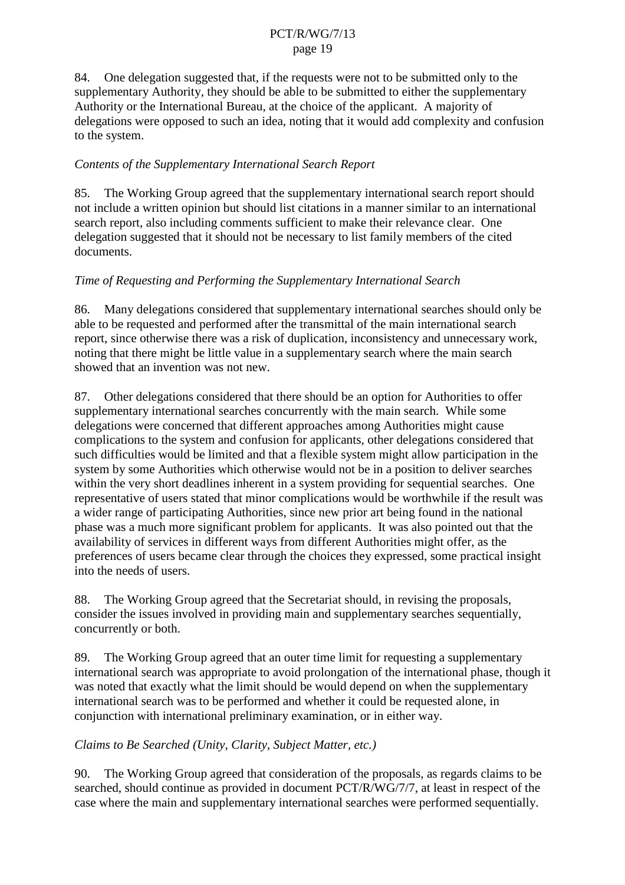84. One delegation suggested that, if the requests were not to be submitted only to the supplementary Authority, they should be able to be submitted to either the supplementary Authority or the International Bureau, at the choice of the applicant. A majority of delegations were opposed to such an idea, noting that it would add complexity and confusion to the system.

*Contents of the Supplementary International Search Report*

85. The Working Group agreed that the supplementary international search report should not include a written opinion but should list citations in a manner similar to an international search report, also including comments sufficient to make their relevance clear. One delegation suggested that it should not be necessary to list family members of the cited documents.

*Time of Requesting and Performing the Supplementary International Search*

86. Many delegations considered that supplementary international searches should only be able to be requested and performed after the transmittal of the main international search report, since otherwise there was a risk of duplication, inconsistency and unnecessary work, noting that there might be little value in a supplementary search where the main search showed that an invention was not new.

87. Other delegations considered that there should be an option for Authorities to offer supplementary international searches concurrently with the main search. While some delegations were concerned that different approaches among Authorities might cause complications to the system and confusion for applicants, other delegations considered that such difficulties would be limited and that a flexible system might allow participation in the system by some Authorities which otherwise would not be in a position to deliver searches within the very short deadlines inherent in a system providing for sequential searches. One representative of users stated that minor complications would be worthwhile if the result was a wider range of participating Authorities, since new prior art being found in the national phase was a much more significant problem for applicants. It was also pointed out that the availability of services in different ways from different Authorities might offer, as the preferences of users became clear through the choices they expressed, some practical insight into the needs of users.

88. The Working Group agreed that the Secretariat should, in revising the proposals, consider the issues involved in providing main and supplementary searches sequentially, concurrently or both.

89. The Working Group agreed that an outer time limit for requesting a supplementary international search was appropriate to avoid prolongation of the international phase, though it was noted that exactly what the limit should be would depend on when the supplementary international search was to be performed and whether it could be requested alone, in conjunction with international preliminary examination, or in either way.

*Claims to Be Searched (Unity, Clarity, Subject Matter, etc.)*

90. The Working Group agreed that consideration of the proposals, as regards claims to be searched, should continue as provided in document PCT/R/WG/7/7, at least in respect of the case where the main and supplementary international searches were performed sequentially.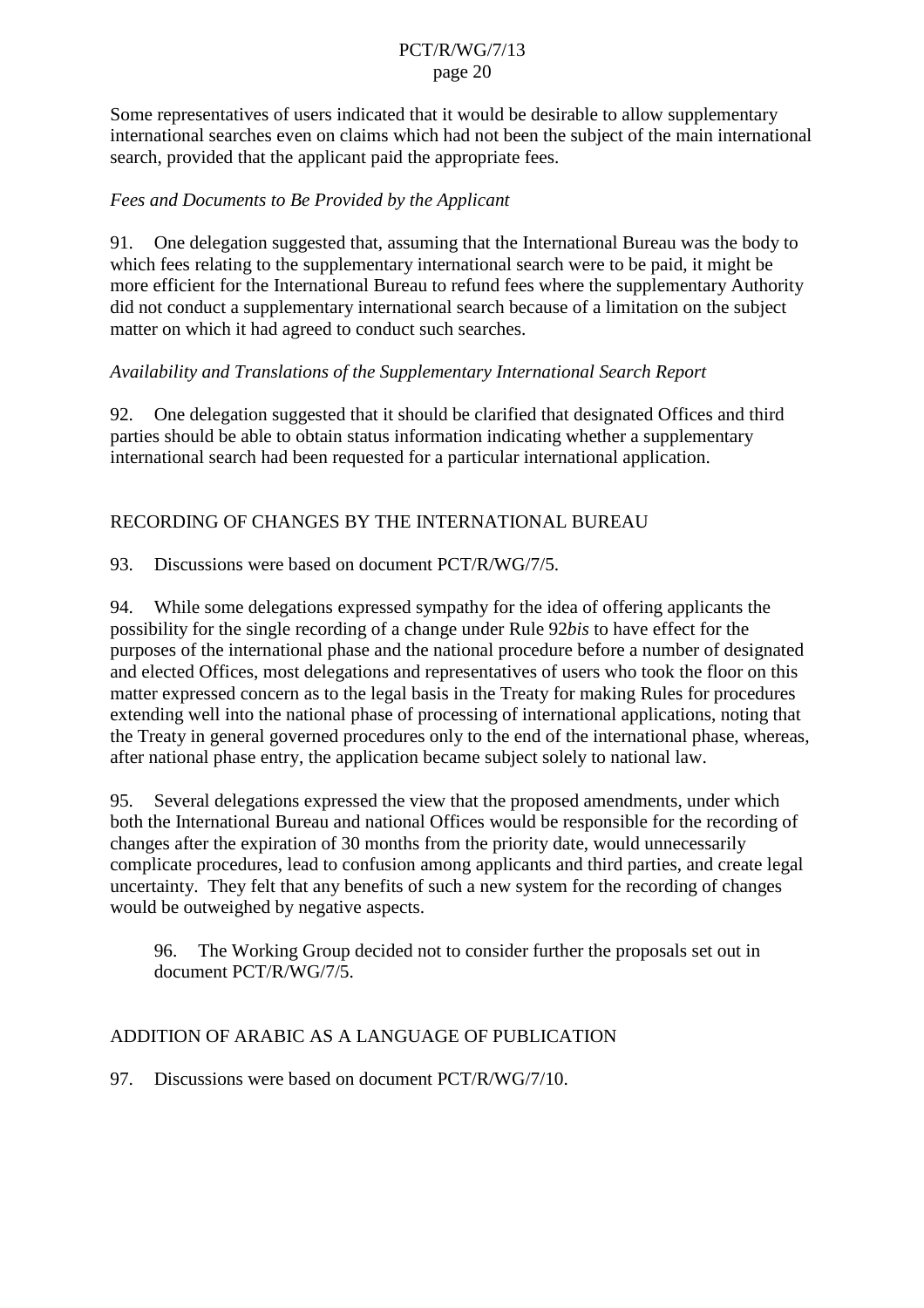Some representatives of users indicated that it would be desirable to allow supplementary international searches even on claims which had not been the subject of the main international search, provided that the applicant paid the appropriate fees.

*Fees and Documents to Be Provided by the Applicant*

91. One delegation suggested that, assuming that the International Bureau was the body to which fees relating to the supplementary international search were to be paid, it might be more efficient for the International Bureau to refund fees where the supplementary Authority did not conduct a supplementary international search because of a limitation on the subject matter on which it had agreed to conduct such searches.

*Availability and Translations of the Supplementary International Search Report*

92. One delegation suggested that it should be clarified that designated Offices and third parties should be able to obtain status information indicating whether a supplementary international search had been requested for a particular international application.

## RECORDING OF CHANGES BY THE INTERNATIONAL BUREAU

93. Discussions were based on document PCT/R/WG/7/5.

94. While some delegations expressed sympathy for the idea of offering applicants the possibility for the single recording of a change under Rule 92*bis* to have effect for the purposes of the international phase and the national procedure before a number of designated and elected Offices, most delegations and representatives of users who took the floor on this matter expressed concern as to the legal basis in the Treaty for making Rules for procedures extending well into the national phase of processing of international applications, noting that the Treaty in general governed procedures only to the end of the international phase, whereas, after national phase entry, the application became subject solely to national law.

95. Several delegations expressed the view that the proposed amendments, under which both the International Bureau and national Offices would be responsible for the recording of changes after the expiration of 30 months from the priority date, would unnecessarily complicate procedures, lead to confusion among applicants and third parties, and create legal uncertainty. They felt that any benefits of such a new system for the recording of changes would be outweighed by negative aspects.

> 96. The Working Group decided not to consider further the proposals set out in document PCT/R/WG/7/5.

## ADDITION OF ARABIC AS A LANGUAGE OF PUBLICATION

97. Discussions were based on document PCT/R/WG/7/10.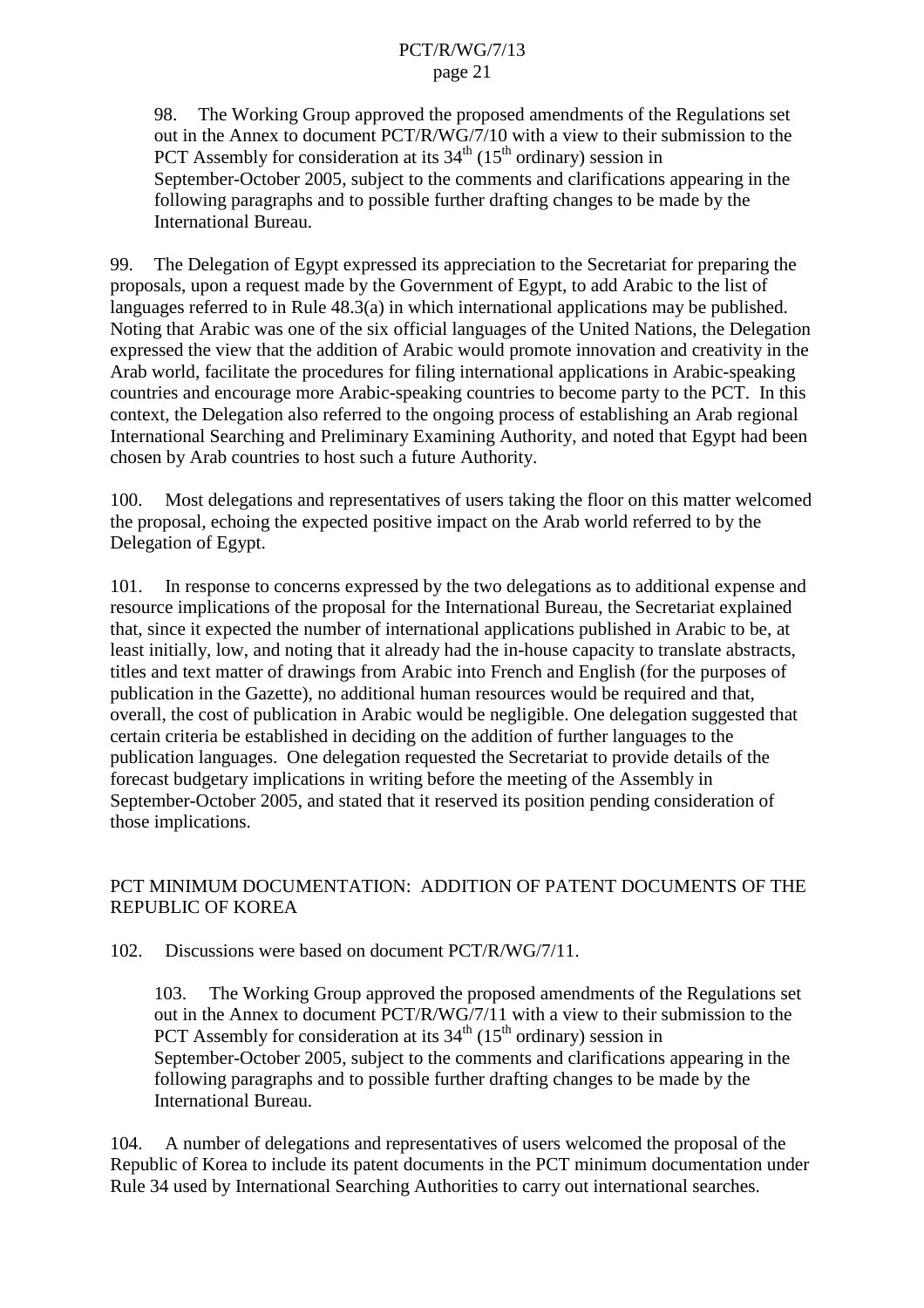98. The Working Group approved the proposed amendments of the Regulations set out in the Annex to document PCT/R/WG/7/10 with a view to their submission to the PCT Assembly for consideration at its 34th (15th ordinary) session in September-October 2005, subject to the comments and clarifications appearing in the following paragraphs and to possible further drafting changes to be made by the International Bureau.

99. The Delegation of Egypt expressed its appreciation to the Secretariat for preparing the proposals, upon a request made by the Government of Egypt, to add Arabic to the list of languages referred to in Rule 48.3(a) in which international applications may be published. Noting that Arabic was one of the six official languages of the United Nations, the Delegation expressed the view that the addition of Arabic would promote innovation and creativity in the Arab world, facilitate the procedures for filing international applications in Arabic-speaking countries and encourage more Arabic-speaking countries to become party to the PCT. In this context, the Delegation also referred to the ongoing process of establishing an Arab regional International Searching and Preliminary Examining Authority, and noted that Egypt had been chosen by Arab countries to host such a future Authority.

100. Most delegations and representatives of users taking the floor on this matter welcomed the proposal, echoing the expected positive impact on the Arab world referred to by the Delegation of Egypt.

101. In response to concerns expressed by the two delegations as to additional expense and resource implications of the proposal for the International Bureau, the Secretariat explained that, since it expected the number of international applications published in Arabic to be, at least initially, low, and noting that it already had the in-house capacity to translate abstracts, titles and text matter of drawings from Arabic into French and English (for the purposes of publication in the Gazette), no additional human resources would be required and that, overall, the cost of publication in Arabic would be negligible. One delegation suggested that certain criteria be established in deciding on the addition of further languages to the publication languages. One delegation requested the Secretariat to provide details of the forecast budgetary implications in writing before the meeting of the Assembly in September-October 2005, and stated that it reserved its position pending consideration of those implications.

PCT MINIMUM DOCUMENTATION: ADDITION OF PATENT DOCUMENTS OF THE REPUBLIC OF KOREA

102. Discussions were based on document PCT/R/WG/7/11.

103. The Working Group approved the proposed amendments of the Regulations set out in the Annex to document PCT/R/WG/7/11 with a view to their submission to the PCT Assembly for consideration at its 34th (15th ordinary) session in September-October 2005, subject to the comments and clarifications appearing in the following paragraphs and to possible further drafting changes to be made by the International Bureau.

104. A number of delegations and representatives of users welcomed the proposal of the Republic of Korea to include its patent documents in the PCT minimum documentation under Rule 34 used by International Searching Authorities to carry out international searches.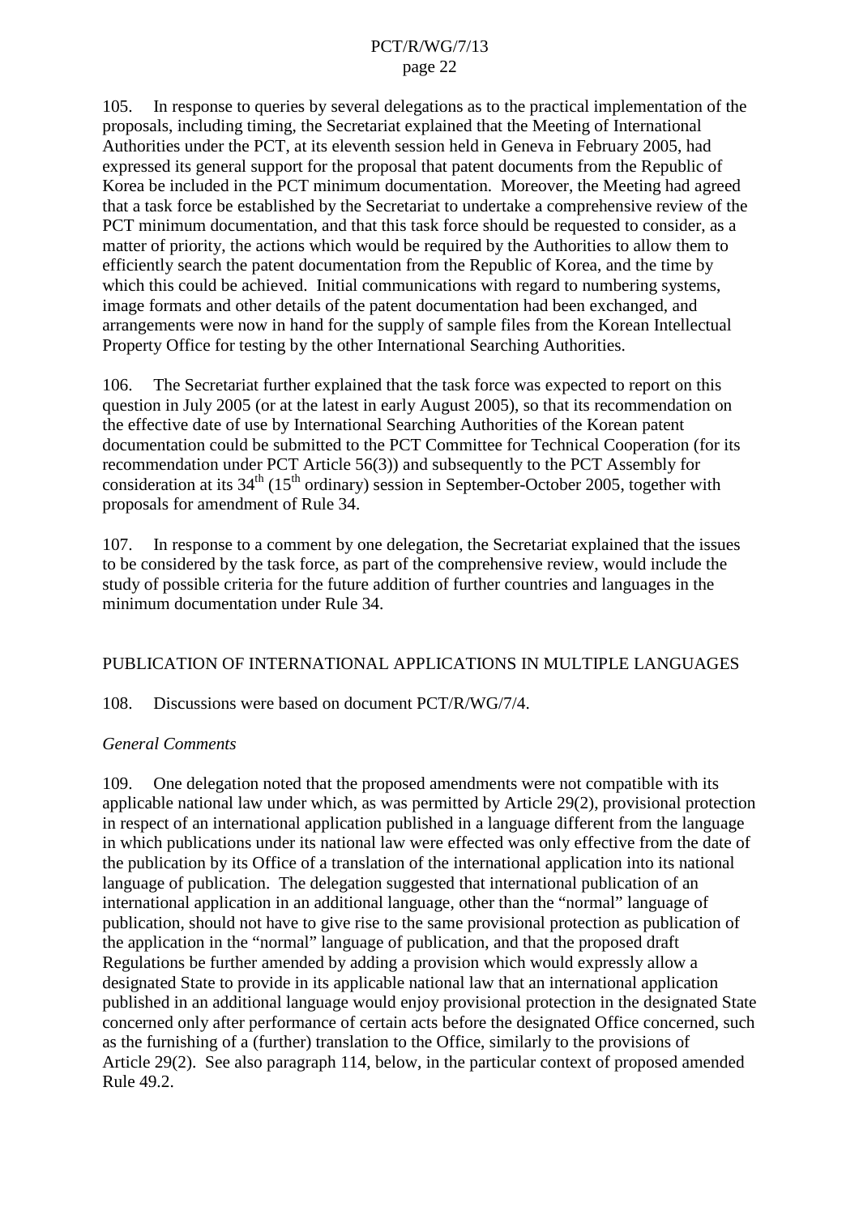105. In response to queries by several delegations as to the practical implementation of the proposals, including timing, the Secretariat explained that the Meeting of International Authorities under the PCT, at its eleventh session held in Geneva in February 2005, had expressed its general support for the proposal that patent documents from the Republic of Korea be included in the PCT minimum documentation. Moreover, the Meeting had agreed that a task force be established by the Secretariat to undertake a comprehensive review of the PCT minimum documentation, and that this task force should be requested to consider, as a matter of priority, the actions which would be required by the Authorities to allow them to efficiently search the patent documentation from the Republic of Korea, and the time by which this could be achieved. Initial communications with regard to numbering systems, image formats and other details of the patent documentation had been exchanged, and arrangements were now in hand for the supply of sample files from the Korean Intellectual Property Office for testing by the other International Searching Authorities.

106. The Secretariat further explained that the task force was expected to report on this question in July 2005 (or at the latest in early August 2005), so that its recommendation on the effective date of use by International Searching Authorities of the Korean patent documentation could be submitted to the PCT Committee for Technical Cooperation (for its recommendation under PCT Article 56(3)) and subsequently to the PCT Assembly for consideration at its 34th (15th ordinary) session in September-October 2005, together with proposals for amendment of Rule 34.

107. In response to a comment by one delegation, the Secretariat explained that the issues to be considered by the task force, as part of the comprehensive review, would include the study of possible criteria for the future addition of further countries and languages in the minimum documentation under Rule 34.

## PUBLICATION OF INTERNATIONAL APPLICATIONS IN MULTIPLE LANGUAGES

108. Discussions were based on document PCT/R/WG/7/4.

*General Comments*

109. One delegation noted that the proposed amendments were not compatible with its applicable national law under which, as was permitted by Article 29(2), provisional protection in respect of an international application published in a language different from the language in which publications under its national law were effected was only effective from the date of the publication by its Office of a translation of the international application into its national language of publication. The delegation suggested that international publication of an international application in an additional language, other than the "normal" language of publication, should not have to give rise to the same provisional protection as publication of the application in the "normal" language of publication, and that the proposed draft Regulations be further amended by adding a provision which would expressly allow a designated State to provide in its applicable national law that an international application published in an additional language would enjoy provisional protection in the designated State concerned only after performance of certain acts before the designated Office concerned, such as the furnishing of a (further) translation to the Office, similarly to the provisions of Article 29(2). See also paragraph 114, below, in the particular context of proposed amended Rule 49.2.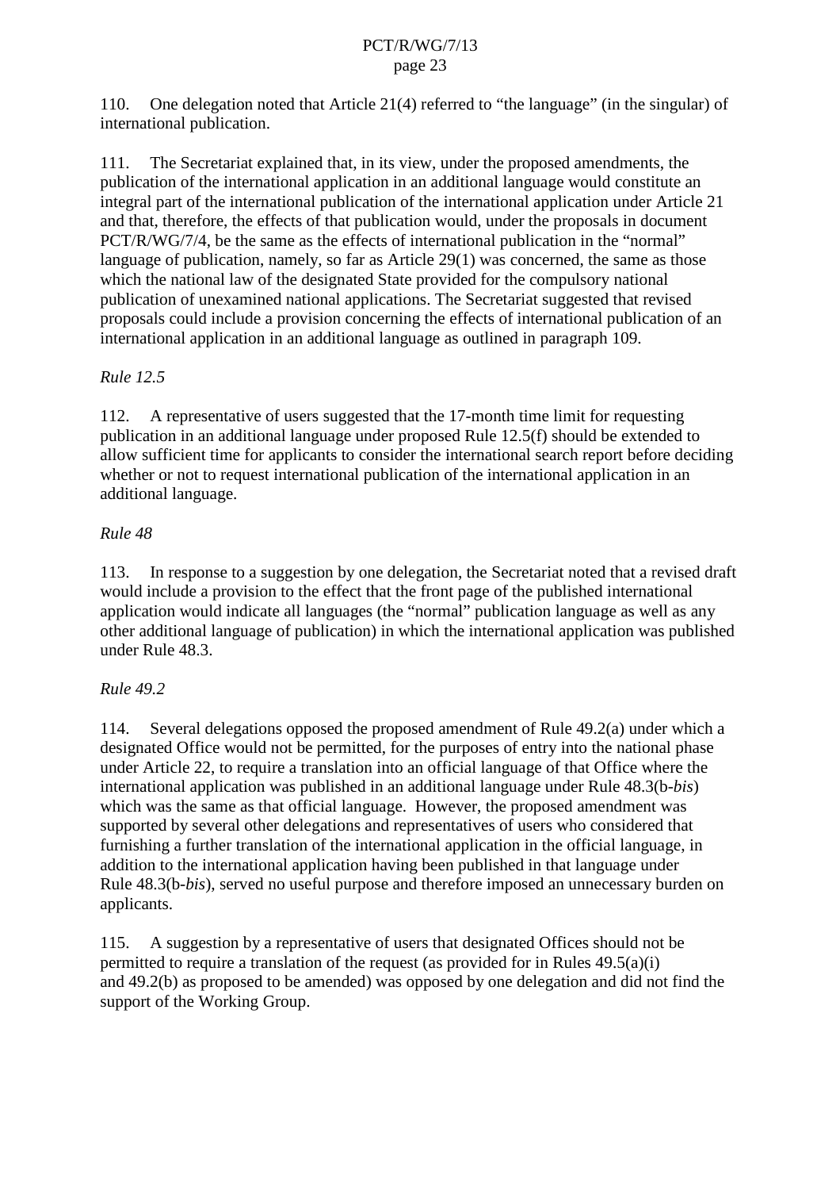110. One delegation noted that Article 21(4) referred to "the language" (in the singular) of international publication.

111. The Secretariat explained that, in its view, under the proposed amendments, the publication of the international application in an additional language would constitute an integral part of the international publication of the international application under Article 21 and that, therefore, the effects of that publication would, under the proposals in document PCT/R/WG/7/4, be the same as the effects of international publication in the "normal" language of publication, namely, so far as Article 29(1) was concerned, the same as those which the national law of the designated State provided for the compulsory national publication of unexamined national applications. The Secretariat suggested that revised proposals could include a provision concerning the effects of international publication of an international application in an additional language as outlined in paragraph 109.

*Rule 12.5*

112. A representative of users suggested that the 17-month time limit for requesting publication in an additional language under proposed Rule 12.5(f) should be extended to allow sufficient time for applicants to consider the international search report before deciding whether or not to request international publication of the international application in an additional language.

*Rule 48*

113. In response to a suggestion by one delegation, the Secretariat noted that a revised draft would include a provision to the effect that the front page of the published international application would indicate all languages (the "normal" publication language as well as any other additional language of publication) in which the international application was published under Rule 48.3.

*Rule 49.2*

114. Several delegations opposed the proposed amendment of Rule 49.2(a) under which a designated Office would not be permitted, for the purposes of entry into the national phase under Article 22, to require a translation into an official language of that Office where the international application was published in an additional language under Rule 48.3(b-*bis*) which was the same as that official language. However, the proposed amendment was supported by several other delegations and representatives of users who considered that furnishing a further translation of the international application in the official language, in addition to the international application having been published in that language under Rule 48.3(b-*bis*), served no useful purpose and therefore imposed an unnecessary burden on applicants.

115. A suggestion by a representative of users that designated Offices should not be permitted to require a translation of the request (as provided for in Rules 49.5(a)(i) and 49.2(b) as proposed to be amended) was opposed by one delegation and did not find the support of the Working Group.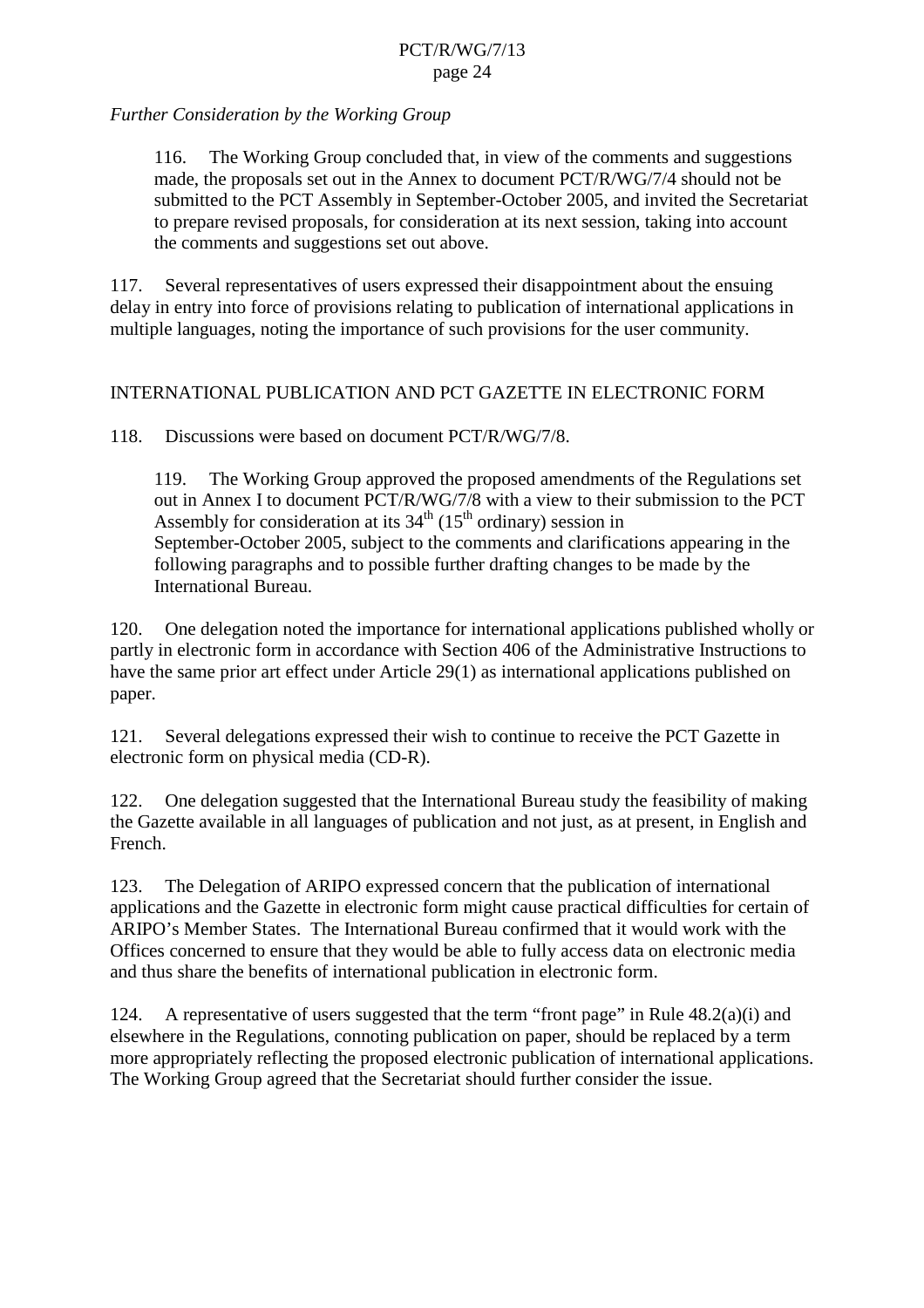*Further Consideration by the Working Group*

> 116. The Working Group concluded that, in view of the comments and suggestions made, the proposals set out in the Annex to document PCT/R/WG/7/4 should not be submitted to the PCT Assembly in September-October 2005, and invited the Secretariat to prepare revised proposals, for consideration at its next session, taking into account the comments and suggestions set out above.

117. Several representatives of users expressed their disappointment about the ensuing delay in entry into force of provisions relating to publication of international applications in multiple languages, noting the importance of such provisions for the user community.

## INTERNATIONAL PUBLICATION AND PCT GAZETTE IN ELECTRONIC FORM

118. Discussions were based on document PCT/R/WG/7/8.

> 119. The Working Group approved the proposed amendments of the Regulations set out in Annex I to document PCT/R/WG/7/8 with a view to their submission to the PCT Assembly for consideration at its 34th (15th ordinary) session in September-October 2005, subject to the comments and clarifications appearing in the following paragraphs and to possible further drafting changes to be made by the International Bureau.

120. One delegation noted the importance for international applications published wholly or partly in electronic form in accordance with Section 406 of the Administrative Instructions to have the same prior art effect under Article 29(1) as international applications published on paper.

121. Several delegations expressed their wish to continue to receive the PCT Gazette in electronic form on physical media (CD-R).

122. One delegation suggested that the International Bureau study the feasibility of making the Gazette available in all languages of publication and not just, as at present, in English and French.

123. The Delegation of ARIPO expressed concern that the publication of international applications and the Gazette in electronic form might cause practical difficulties for certain of ARIPO's Member States. The International Bureau confirmed that it would work with the Offices concerned to ensure that they would be able to fully access data on electronic media and thus share the benefits of international publication in electronic form.

124. A representative of users suggested that the term "front page" in Rule 48.2(a)(i) and elsewhere in the Regulations, connoting publication on paper, should be replaced by a term more appropriately reflecting the proposed electronic publication of international applications. The Working Group agreed that the Secretariat should further consider the issue.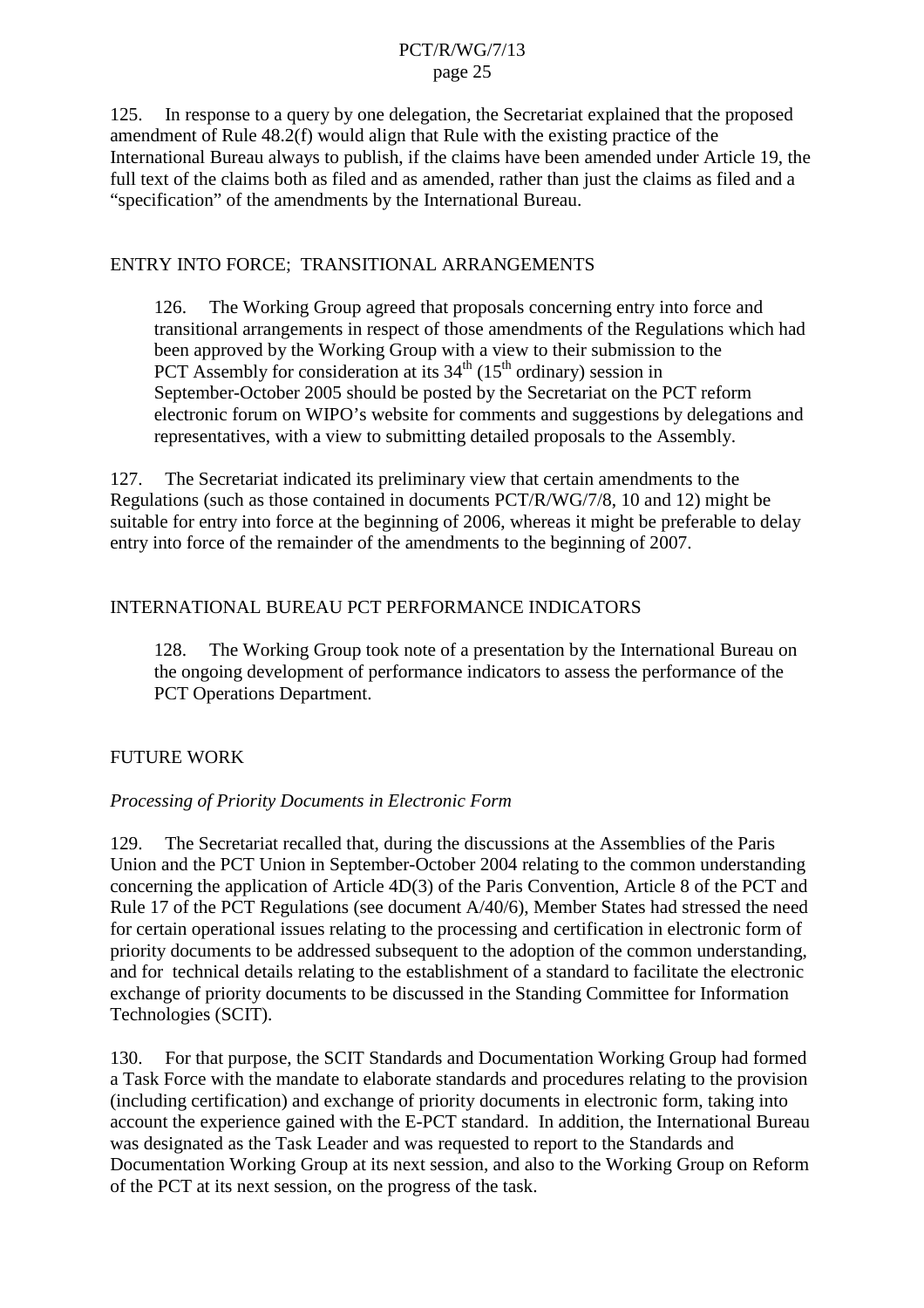125. In response to a query by one delegation, the Secretariat explained that the proposed amendment of Rule 48.2(f) would align that Rule with the existing practice of the International Bureau always to publish, if the claims have been amended under Article 19, the full text of the claims both as filed and as amended, rather than just the claims as filed and a "specification" of the amendments by the International Bureau.

## ENTRY INTO FORCE; TRANSITIONAL ARRANGEMENTS

> 126. The Working Group agreed that proposals concerning entry into force and transitional arrangements in respect of those amendments of the Regulations which had been approved by the Working Group with a view to their submission to the PCT Assembly for consideration at its 34th (15th ordinary) session in September-October 2005 should be posted by the Secretariat on the PCT reform electronic forum on WIPO's website for comments and suggestions by delegations and representatives, with a view to submitting detailed proposals to the Assembly.

127. The Secretariat indicated its preliminary view that certain amendments to the Regulations (such as those contained in documents PCT/R/WG/7/8, 10 and 12) might be suitable for entry into force at the beginning of 2006, whereas it might be preferable to delay entry into force of the remainder of the amendments to the beginning of 2007.

## INTERNATIONAL BUREAU PCT PERFORMANCE INDICATORS

> 128. The Working Group took note of a presentation by the International Bureau on the ongoing development of performance indicators to assess the performance of the PCT Operations Department.

## FUTURE WORK

### *Processing of Priority Documents in Electronic Form*

129. The Secretariat recalled that, during the discussions at the Assemblies of the Paris Union and the PCT Union in September-October 2004 relating to the common understanding concerning the application of Article 4D(3) of the Paris Convention, Article 8 of the PCT and Rule 17 of the PCT Regulations (see document A/40/6), Member States had stressed the need for certain operational issues relating to the processing and certification in electronic form of priority documents to be addressed subsequent to the adoption of the common understanding, and for technical details relating to the establishment of a standard to facilitate the electronic exchange of priority documents to be discussed in the Standing Committee for Information Technologies (SCIT).

130. For that purpose, the SCIT Standards and Documentation Working Group had formed a Task Force with the mandate to elaborate standards and procedures relating to the provision (including certification) and exchange of priority documents in electronic form, taking into account the experience gained with the E-PCT standard. In addition, the International Bureau was designated as the Task Leader and was requested to report to the Standards and Documentation Working Group at its next session, and also to the Working Group on Reform of the PCT at its next session, on the progress of the task.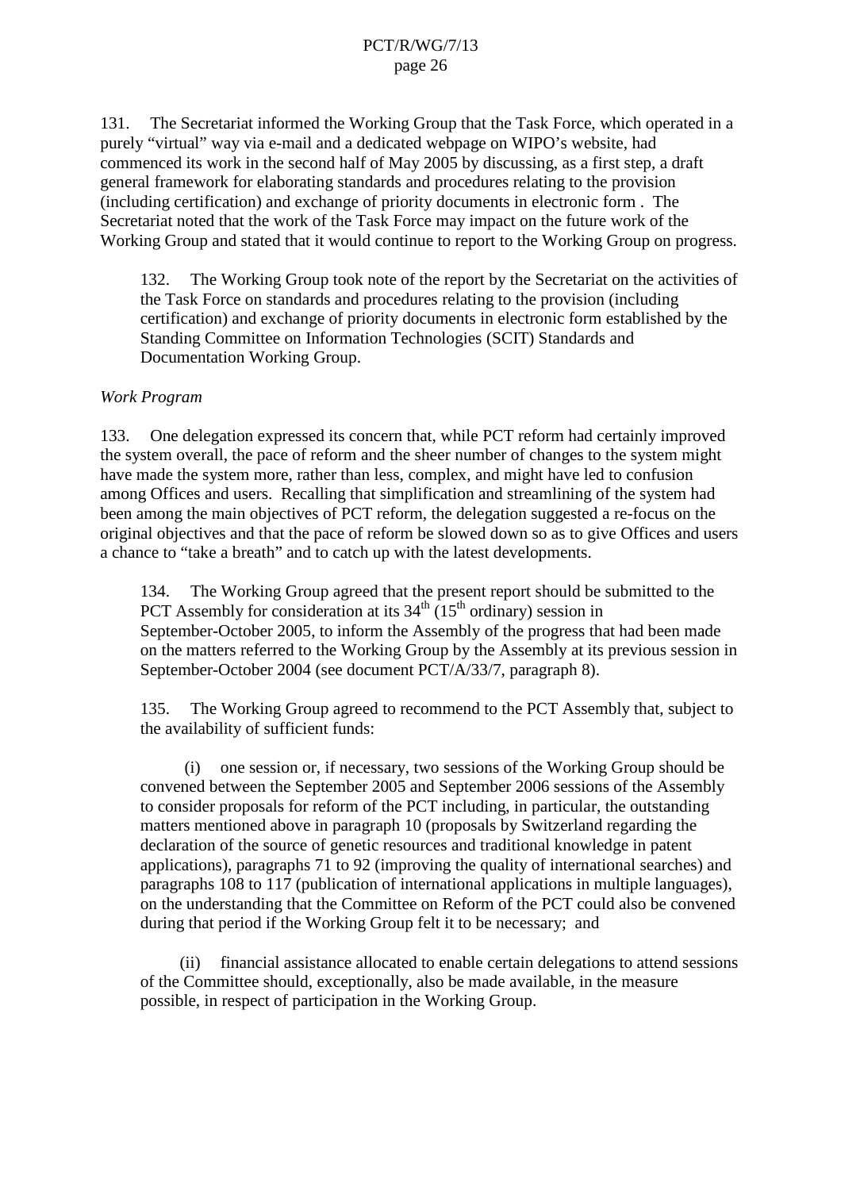131. The Secretariat informed the Working Group that the Task Force, which operated in a purely "virtual" way via e-mail and a dedicated webpage on WIPO's website, had commenced its work in the second half of May 2005 by discussing, as a first step, a draft general framework for elaborating standards and procedures relating to the provision (including certification) and exchange of priority documents in electronic form . The Secretariat noted that the work of the Task Force may impact on the future work of the Working Group and stated that it would continue to report to the Working Group on progress.

> 132. The Working Group took note of the report by the Secretariat on the activities of the Task Force on standards and procedures relating to the provision (including certification) and exchange of priority documents in electronic form established by the Standing Committee on Information Technologies (SCIT) Standards and Documentation Working Group.

*Work Program*

133. One delegation expressed its concern that, while PCT reform had certainly improved the system overall, the pace of reform and the sheer number of changes to the system might have made the system more, rather than less, complex, and might have led to confusion among Offices and users. Recalling that simplification and streamlining of the system had been among the main objectives of PCT reform, the delegation suggested a re-focus on the original objectives and that the pace of reform be slowed down so as to give Offices and users a chance to "take a breath" and to catch up with the latest developments.

> 134. The Working Group agreed that the present report should be submitted to the PCT Assembly for consideration at its 34th (15th ordinary) session in September-October 2005, to inform the Assembly of the progress that had been made on the matters referred to the Working Group by the Assembly at its previous session in September-October 2004 (see document PCT/A/33/7, paragraph 8).
>
> 135. The Working Group agreed to recommend to the PCT Assembly that, subject to the availability of sufficient funds:
>
> (i) one session or, if necessary, two sessions of the Working Group should be convened between the September 2005 and September 2006 sessions of the Assembly to consider proposals for reform of the PCT including, in particular, the outstanding matters mentioned above in paragraph 10 (proposals by Switzerland regarding the declaration of the source of genetic resources and traditional knowledge in patent applications), paragraphs 71 to 92 (improving the quality of international searches) and paragraphs 108 to 117 (publication of international applications in multiple languages), on the understanding that the Committee on Reform of the PCT could also be convened during that period if the Working Group felt it to be necessary; and
>
> (ii) financial assistance allocated to enable certain delegations to attend sessions of the Committee should, exceptionally, also be made available, in the measure possible, in respect of participation in the Working Group.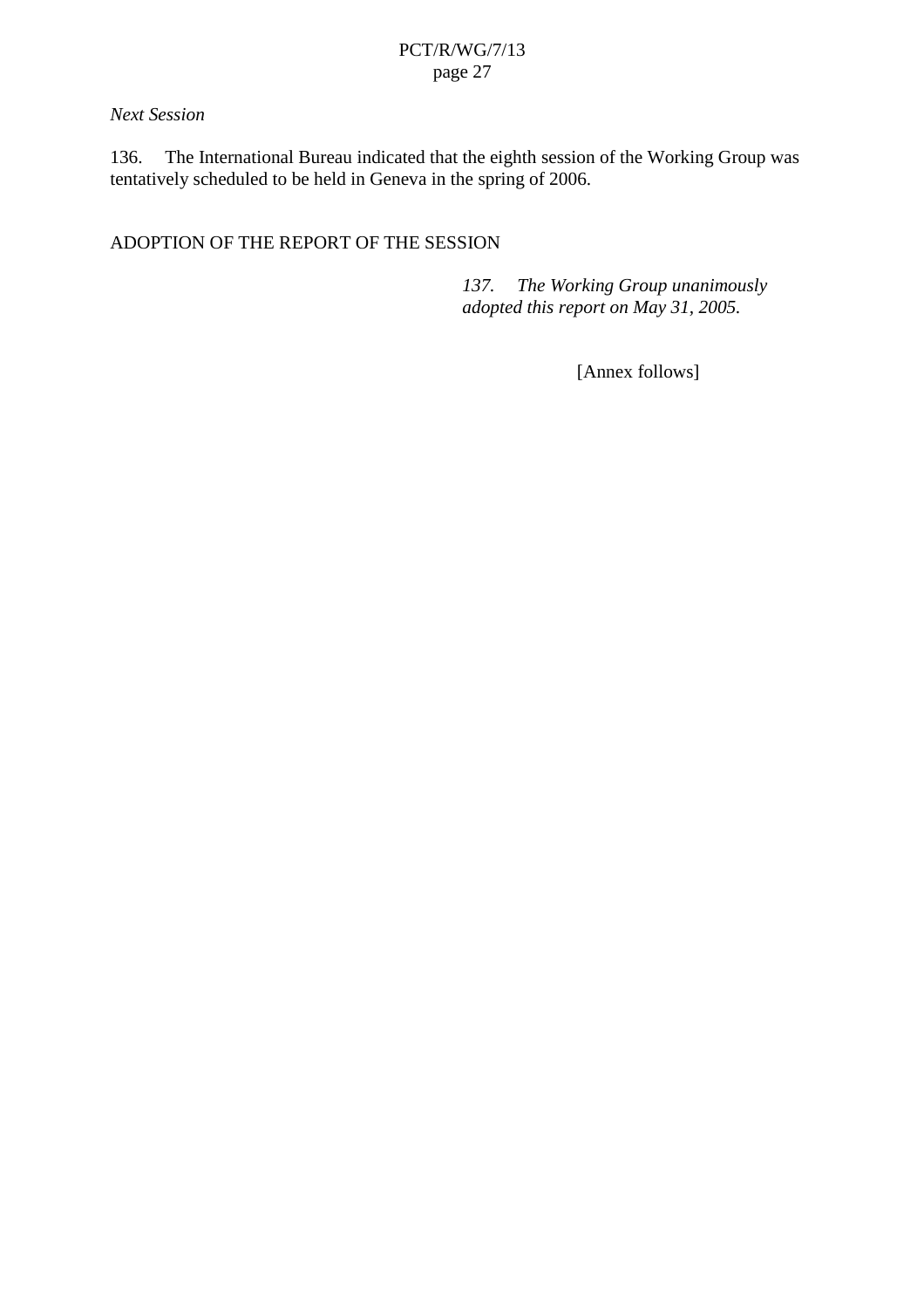*Next Session*

136. The International Bureau indicated that the eighth session of the Working Group was tentatively scheduled to be held in Geneva in the spring of 2006.

## ADOPTION OF THE REPORT OF THE SESSION

*137. The Working Group unanimously adopted this report on May 31, 2005.*

[Annex follows]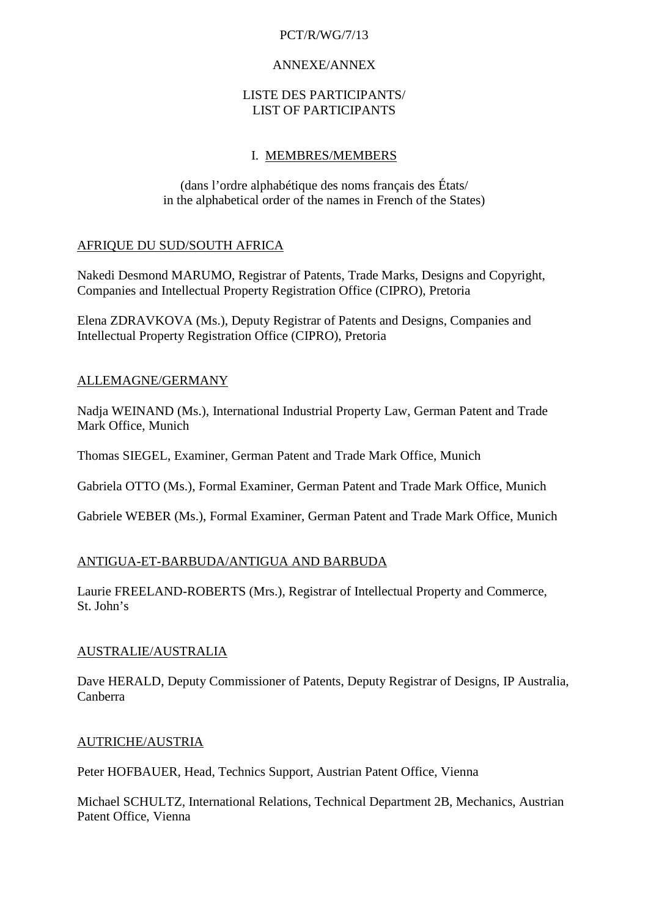PCT/R/WG/7/13

ANNEXE/ANNEX

# LISTE DES PARTICIPANTS/ LIST OF PARTICIPANTS

## I. MEMBRES/MEMBERS

(dans l'ordre alphabétique des noms français des États/
in the alphabetical order of the names in French of the States)

### AFRIQUE DU SUD/SOUTH AFRICA

Nakedi Desmond MARUMO, Registrar of Patents, Trade Marks, Designs and Copyright, Companies and Intellectual Property Registration Office (CIPRO), Pretoria

Elena ZDRAVKOVA (Ms.), Deputy Registrar of Patents and Designs, Companies and Intellectual Property Registration Office (CIPRO), Pretoria

### ALLEMAGNE/GERMANY

Nadja WEINAND (Ms.), International Industrial Property Law, German Patent and Trade Mark Office, Munich

Thomas SIEGEL, Examiner, German Patent and Trade Mark Office, Munich

Gabriela OTTO (Ms.), Formal Examiner, German Patent and Trade Mark Office, Munich

Gabriele WEBER (Ms.), Formal Examiner, German Patent and Trade Mark Office, Munich

### ANTIGUA-ET-BARBUDA/ANTIGUA AND BARBUDA

Laurie FREELAND-ROBERTS (Mrs.), Registrar of Intellectual Property and Commerce, St. John's

### AUSTRALIE/AUSTRALIA

Dave HERALD, Deputy Commissioner of Patents, Deputy Registrar of Designs, IP Australia, Canberra

### AUTRICHE/AUSTRIA

Peter HOFBAUER, Head, Technics Support, Austrian Patent Office, Vienna

Michael SCHULTZ, International Relations, Technical Department 2B, Mechanics, Austrian Patent Office, Vienna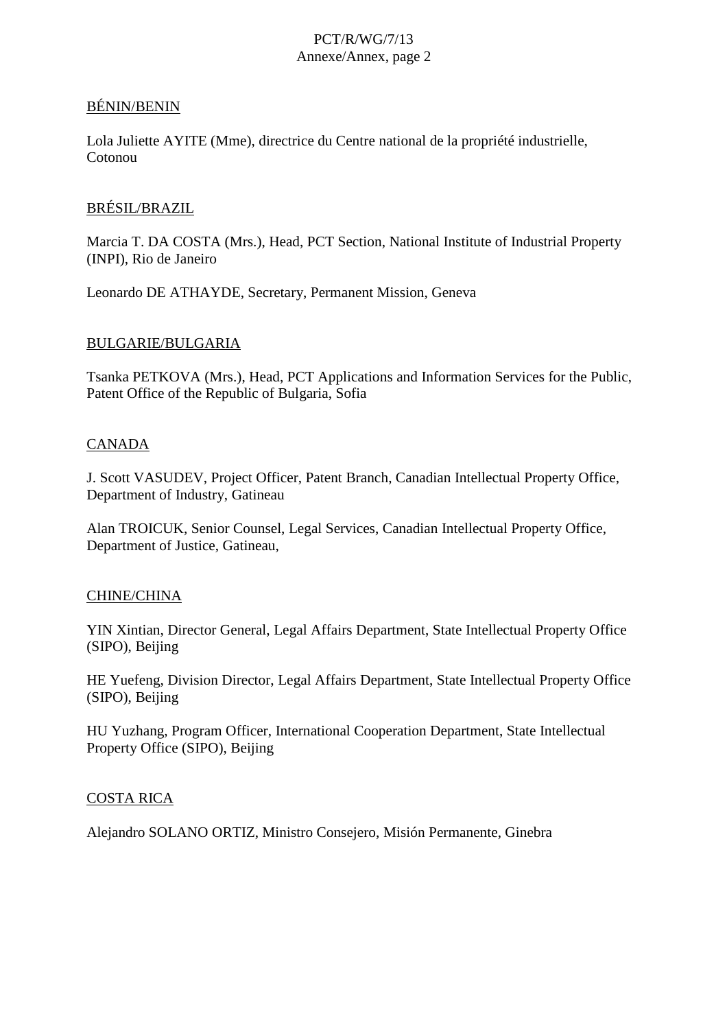<u>BÉNIN/BENIN</u>

Lola Juliette AYITE (Mme), directrice du Centre national de la propriété industrielle, Cotonou

<u>BRÉSIL/BRAZIL</u>

Marcia T. DA COSTA (Mrs.), Head, PCT Section, National Institute of Industrial Property (INPI), Rio de Janeiro

Leonardo DE ATHAYDE, Secretary, Permanent Mission, Geneva

<u>BULGARIE/BULGARIA</u>

Tsanka PETKOVA (Mrs.), Head, PCT Applications and Information Services for the Public, Patent Office of the Republic of Bulgaria, Sofia

<u>CANADA</u>

J. Scott VASUDEV, Project Officer, Patent Branch, Canadian Intellectual Property Office, Department of Industry, Gatineau

Alan TROICUK, Senior Counsel, Legal Services, Canadian Intellectual Property Office, Department of Justice, Gatineau,

<u>CHINE/CHINA</u>

YIN Xintian, Director General, Legal Affairs Department, State Intellectual Property Office (SIPO), Beijing

HE Yuefeng, Division Director, Legal Affairs Department, State Intellectual Property Office (SIPO), Beijing

HU Yuzhang, Program Officer, International Cooperation Department, State Intellectual Property Office (SIPO), Beijing

<u>COSTA RICA</u>

Alejandro SOLANO ORTIZ, Ministro Consejero, Misión Permanente, Ginebra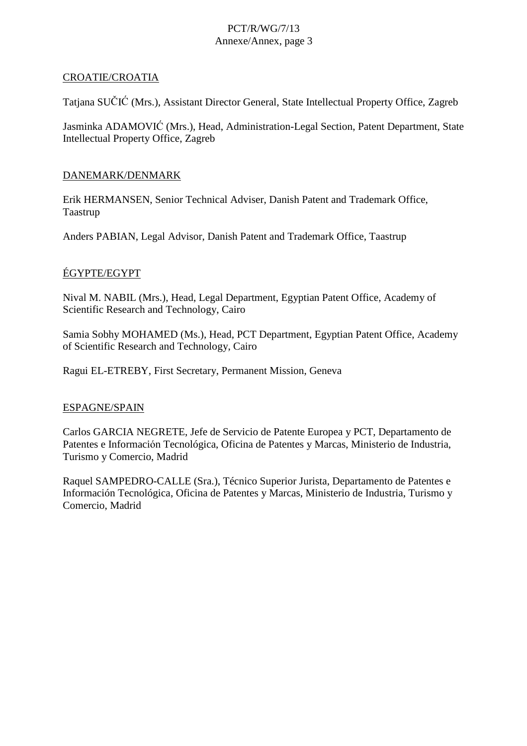CROATIE/CROATIA

Tatjana SUČIĆ (Mrs.), Assistant Director General, State Intellectual Property Office, Zagreb

Jasminka ADAMOVIĆ (Mrs.), Head, Administration-Legal Section, Patent Department, State Intellectual Property Office, Zagreb

DANEMARK/DENMARK

Erik HERMANSEN, Senior Technical Adviser, Danish Patent and Trademark Office, Taastrup

Anders PABIAN, Legal Advisor, Danish Patent and Trademark Office, Taastrup

ÉGYPTE/EGYPT

Nival M. NABIL (Mrs.), Head, Legal Department, Egyptian Patent Office, Academy of Scientific Research and Technology, Cairo

Samia Sobhy MOHAMED (Ms.), Head, PCT Department, Egyptian Patent Office, Academy of Scientific Research and Technology, Cairo

Ragui EL-ETREBY, First Secretary, Permanent Mission, Geneva

ESPAGNE/SPAIN

Carlos GARCIA NEGRETE, Jefe de Servicio de Patente Europea y PCT, Departamento de Patentes e Información Tecnológica, Oficina de Patentes y Marcas, Ministerio de Industria, Turismo y Comercio, Madrid

Raquel SAMPEDRO-CALLE (Sra.), Técnico Superior Jurista, Departamento de Patentes e Información Tecnológica, Oficina de Patentes y Marcas, Ministerio de Industria, Turismo y Comercio, Madrid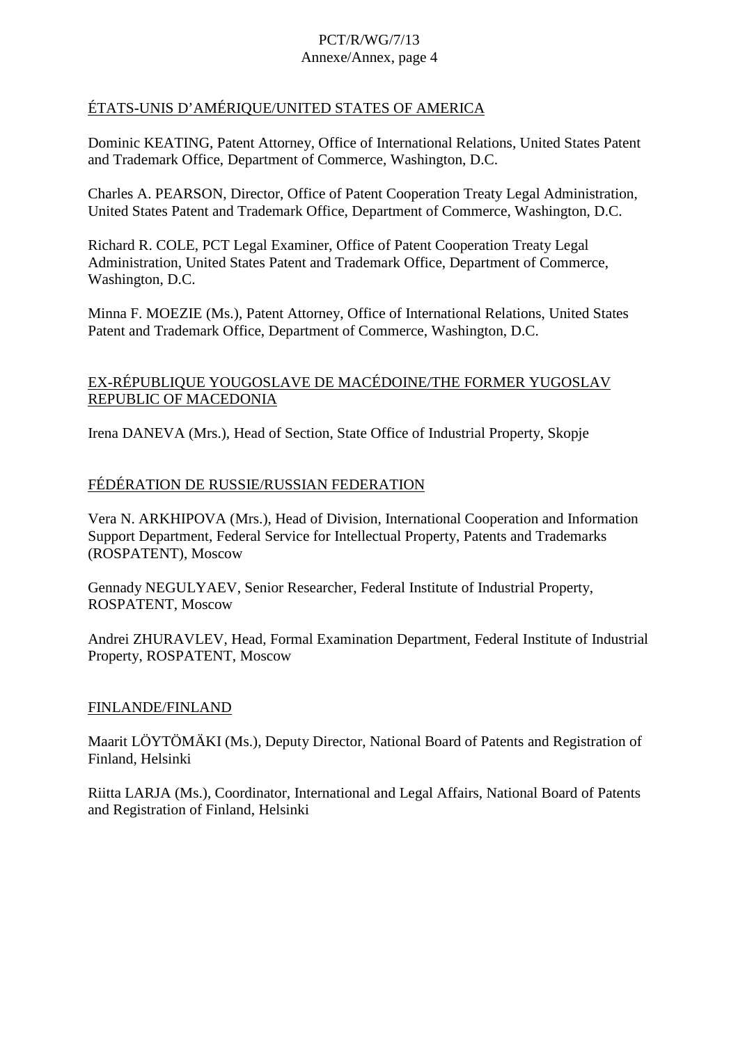ÉTATS-UNIS D’AMÉRIQUE/UNITED STATES OF AMERICA

Dominic KEATING, Patent Attorney, Office of International Relations, United States Patent and Trademark Office, Department of Commerce, Washington, D.C.

Charles A. PEARSON, Director, Office of Patent Cooperation Treaty Legal Administration, United States Patent and Trademark Office, Department of Commerce, Washington, D.C.

Richard R. COLE, PCT Legal Examiner, Office of Patent Cooperation Treaty Legal Administration, United States Patent and Trademark Office, Department of Commerce, Washington, D.C.

Minna F. MOEZIE (Ms.), Patent Attorney, Office of International Relations, United States Patent and Trademark Office, Department of Commerce, Washington, D.C.

EX-RÉPUBLIQUE YOUGOSLAVE DE MACÉDOINE/THE FORMER YUGOSLAV REPUBLIC OF MACEDONIA

Irena DANEVA (Mrs.), Head of Section, State Office of Industrial Property, Skopje

FÉDÉRATION DE RUSSIE/RUSSIAN FEDERATION

Vera N. ARKHIPOVA (Mrs.), Head of Division, International Cooperation and Information Support Department, Federal Service for Intellectual Property, Patents and Trademarks (ROSPATENT), Moscow

Gennady NEGULYAEV, Senior Researcher, Federal Institute of Industrial Property, ROSPATENT, Moscow

Andrei ZHURAVLEV, Head, Formal Examination Department, Federal Institute of Industrial Property, ROSPATENT, Moscow

FINLANDE/FINLAND

Maarit LÖYTÖMÄKI (Ms.), Deputy Director, National Board of Patents and Registration of Finland, Helsinki

Riitta LARJA (Ms.), Coordinator, International and Legal Affairs, National Board of Patents and Registration of Finland, Helsinki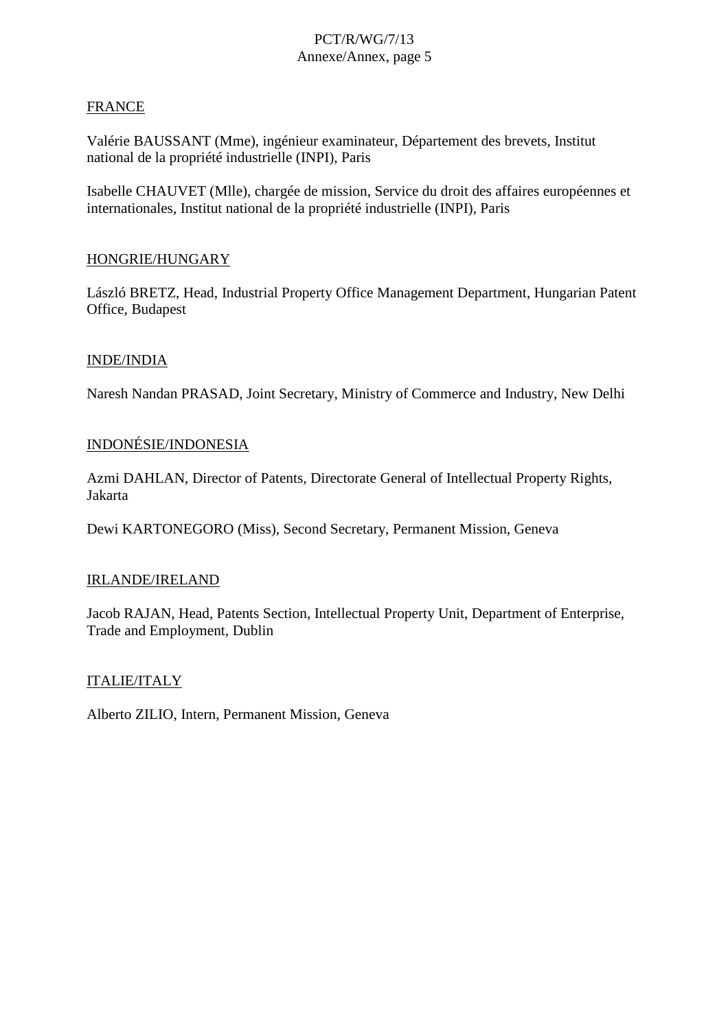FRANCE

Valérie BAUSSANT (Mme), ingénieur examinateur, Département des brevets, Institut national de la propriété industrielle (INPI), Paris

Isabelle CHAUVET (Mlle), chargée de mission, Service du droit des affaires européennes et internationales, Institut national de la propriété industrielle (INPI), Paris

HONGRIE/HUNGARY

László BRETZ, Head, Industrial Property Office Management Department, Hungarian Patent Office, Budapest

INDE/INDIA

Naresh Nandan PRASAD, Joint Secretary, Ministry of Commerce and Industry, New Delhi

INDONÉSIE/INDONESIA

Azmi DAHLAN, Director of Patents, Directorate General of Intellectual Property Rights, Jakarta

Dewi KARTONEGORO (Miss), Second Secretary, Permanent Mission, Geneva

IRLANDE/IRELAND

Jacob RAJAN, Head, Patents Section, Intellectual Property Unit, Department of Enterprise, Trade and Employment, Dublin

ITALIE/ITALY

Alberto ZILIO, Intern, Permanent Mission, Geneva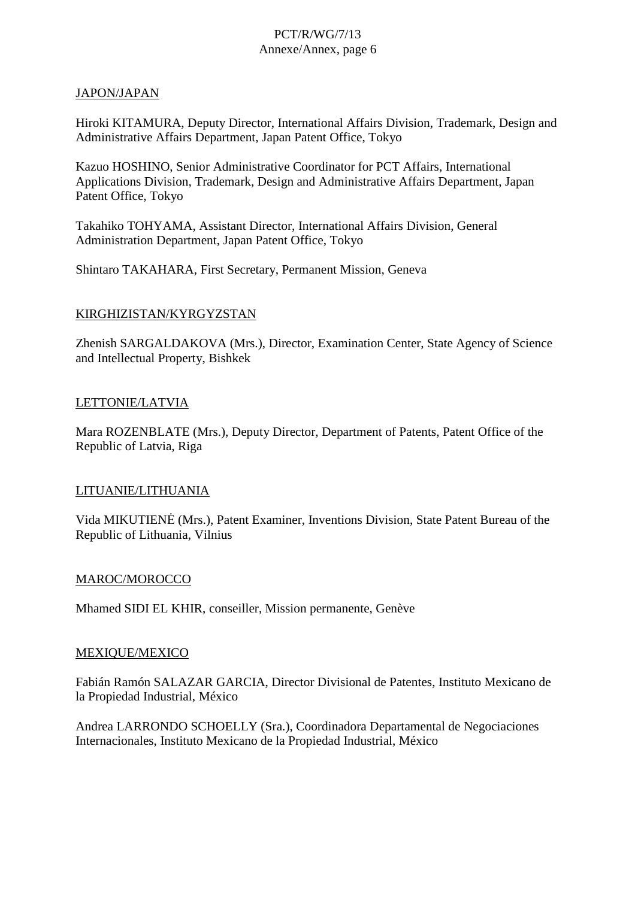JAPON/JAPAN

Hiroki KITAMURA, Deputy Director, International Affairs Division, Trademark, Design and Administrative Affairs Department, Japan Patent Office, Tokyo

Kazuo HOSHINO, Senior Administrative Coordinator for PCT Affairs, International Applications Division, Trademark, Design and Administrative Affairs Department, Japan Patent Office, Tokyo

Takahiko TOHYAMA, Assistant Director, International Affairs Division, General Administration Department, Japan Patent Office, Tokyo

Shintaro TAKAHARA, First Secretary, Permanent Mission, Geneva

KIRGHIZISTAN/KYRGYZSTAN

Zhenish SARGALDAKOVA (Mrs.), Director, Examination Center, State Agency of Science and Intellectual Property, Bishkek

LETTONIE/LATVIA

Mara ROZENBLATE (Mrs.), Deputy Director, Department of Patents, Patent Office of the Republic of Latvia, Riga

LITUANIE/LITHUANIA

Vida MIKUTIENĖ (Mrs.), Patent Examiner, Inventions Division, State Patent Bureau of the Republic of Lithuania, Vilnius

MAROC/MOROCCO

Mhamed SIDI EL KHIR, conseiller, Mission permanente, Genève

MEXIQUE/MEXICO

Fabián Ramón SALAZAR GARCIA, Director Divisional de Patentes, Instituto Mexicano de la Propiedad Industrial, México

Andrea LARRONDO SCHOELLY (Sra.), Coordinadora Departamental de Negociaciones Internacionales, Instituto Mexicano de la Propiedad Industrial, México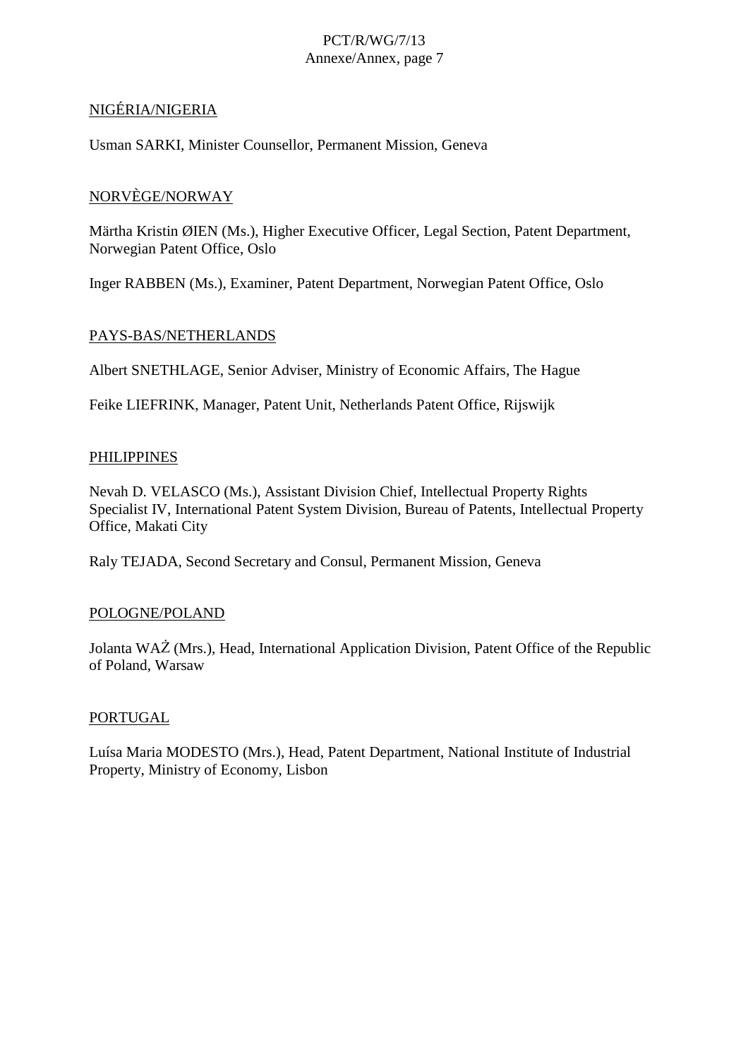NIGÉRIA/NIGERIA

Usman SARKI, Minister Counsellor, Permanent Mission, Geneva

NORVÈGE/NORWAY

Märtha Kristin ØIEN (Ms.), Higher Executive Officer, Legal Section, Patent Department, Norwegian Patent Office, Oslo

Inger RABBEN (Ms.), Examiner, Patent Department, Norwegian Patent Office, Oslo

PAYS-BAS/NETHERLANDS

Albert SNETHLAGE, Senior Adviser, Ministry of Economic Affairs, The Hague

Feike LIEFRINK, Manager, Patent Unit, Netherlands Patent Office, Rijswijk

PHILIPPINES

Nevah D. VELASCO (Ms.), Assistant Division Chief, Intellectual Property Rights Specialist IV, International Patent System Division, Bureau of Patents, Intellectual Property Office, Makati City

Raly TEJADA, Second Secretary and Consul, Permanent Mission, Geneva

POLOGNE/POLAND

Jolanta WAŻ (Mrs.), Head, International Application Division, Patent Office of the Republic of Poland, Warsaw

PORTUGAL

Luísa Maria MODESTO (Mrs.), Head, Patent Department, National Institute of Industrial Property, Ministry of Economy, Lisbon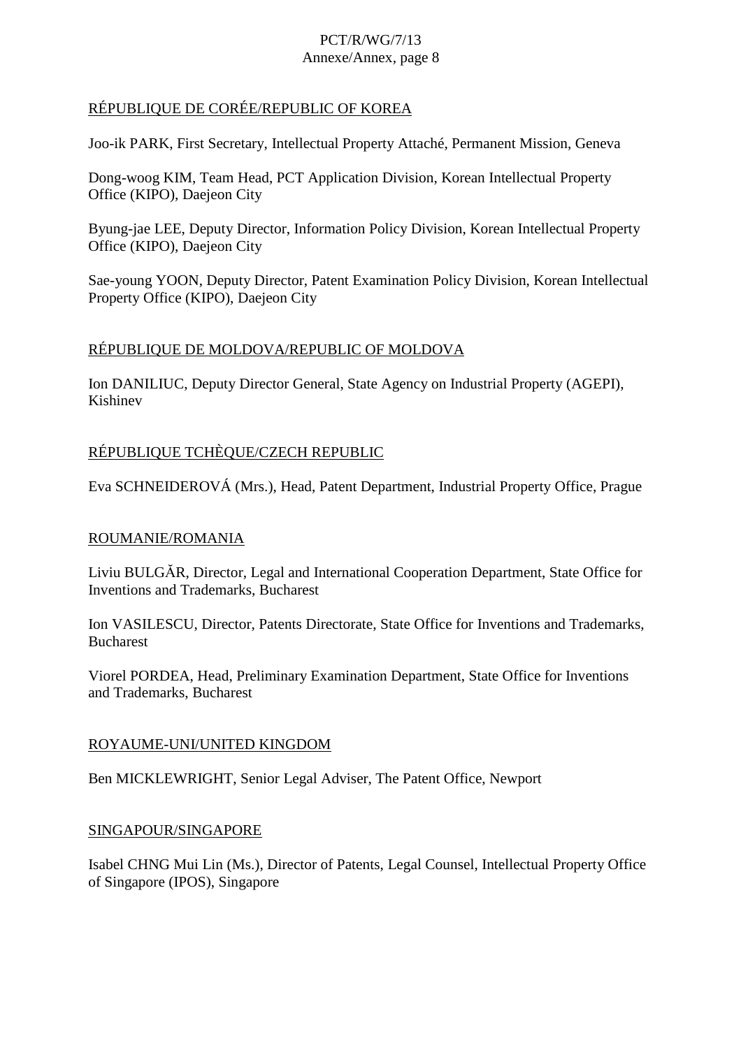RÉPUBLIQUE DE CORÉE/REPUBLIC OF KOREA

Joo-ik PARK, First Secretary, Intellectual Property Attaché, Permanent Mission, Geneva

Dong-woog KIM, Team Head, PCT Application Division, Korean Intellectual Property Office (KIPO), Daejeon City

Byung-jae LEE, Deputy Director, Information Policy Division, Korean Intellectual Property Office (KIPO), Daejeon City

Sae-young YOON, Deputy Director, Patent Examination Policy Division, Korean Intellectual Property Office (KIPO), Daejeon City

RÉPUBLIQUE DE MOLDOVA/REPUBLIC OF MOLDOVA

Ion DANILIUC, Deputy Director General, State Agency on Industrial Property (AGEPI), Kishinev

RÉPUBLIQUE TCHÈQUE/CZECH REPUBLIC

Eva SCHNEIDEROVÁ (Mrs.), Head, Patent Department, Industrial Property Office, Prague

ROUMANIE/ROMANIA

Liviu BULGĂR, Director, Legal and International Cooperation Department, State Office for Inventions and Trademarks, Bucharest

Ion VASILESCU, Director, Patents Directorate, State Office for Inventions and Trademarks, Bucharest

Viorel PORDEA, Head, Preliminary Examination Department, State Office for Inventions and Trademarks, Bucharest

ROYAUME-UNI/UNITED KINGDOM

Ben MICKLEWRIGHT, Senior Legal Adviser, The Patent Office, Newport

SINGAPOUR/SINGAPORE

Isabel CHNG Mui Lin (Ms.), Director of Patents, Legal Counsel, Intellectual Property Office of Singapore (IPOS), Singapore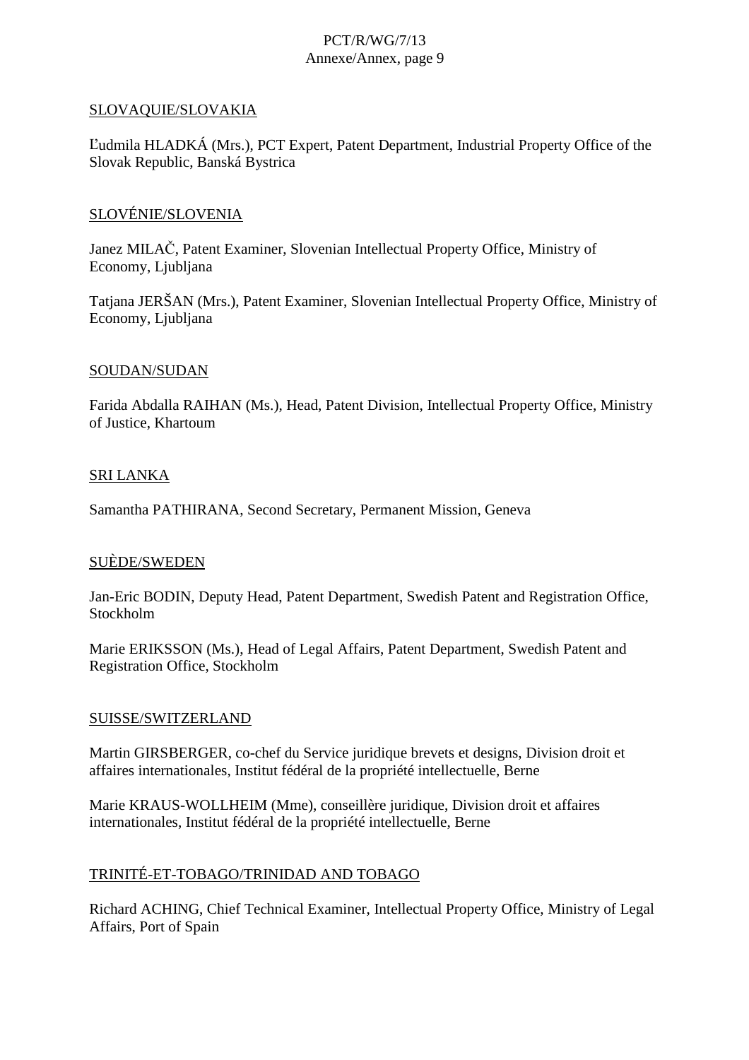<u>SLOVAQUIE/SLOVAKIA</u>

Ľudmila HLADKÁ (Mrs.), PCT Expert, Patent Department, Industrial Property Office of the Slovak Republic, Banská Bystrica

<u>SLOVÉNIE/SLOVENIA</u>

Janez MILAČ, Patent Examiner, Slovenian Intellectual Property Office, Ministry of Economy, Ljubljana

Tatjana JERŠAN (Mrs.), Patent Examiner, Slovenian Intellectual Property Office, Ministry of Economy, Ljubljana

<u>SOUDAN/SUDAN</u>

Farida Abdalla RAIHAN (Ms.), Head, Patent Division, Intellectual Property Office, Ministry of Justice, Khartoum

<u>SRI LANKA</u>

Samantha PATHIRANA, Second Secretary, Permanent Mission, Geneva

<u>SUÈDE/SWEDEN</u>

Jan-Eric BODIN, Deputy Head, Patent Department, Swedish Patent and Registration Office, Stockholm

Marie ERIKSSON (Ms.), Head of Legal Affairs, Patent Department, Swedish Patent and Registration Office, Stockholm

<u>SUISSE/SWITZERLAND</u>

Martin GIRSBERGER, co-chef du Service juridique brevets et designs, Division droit et affaires internationales, Institut fédéral de la propriété intellectuelle, Berne

Marie KRAUS-WOLLHEIM (Mme), conseillère juridique, Division droit et affaires internationales, Institut fédéral de la propriété intellectuelle, Berne

<u>TRINITÉ-ET-TOBAGO/TRINIDAD AND TOBAGO</u>

Richard ACHING, Chief Technical Examiner, Intellectual Property Office, Ministry of Legal Affairs, Port of Spain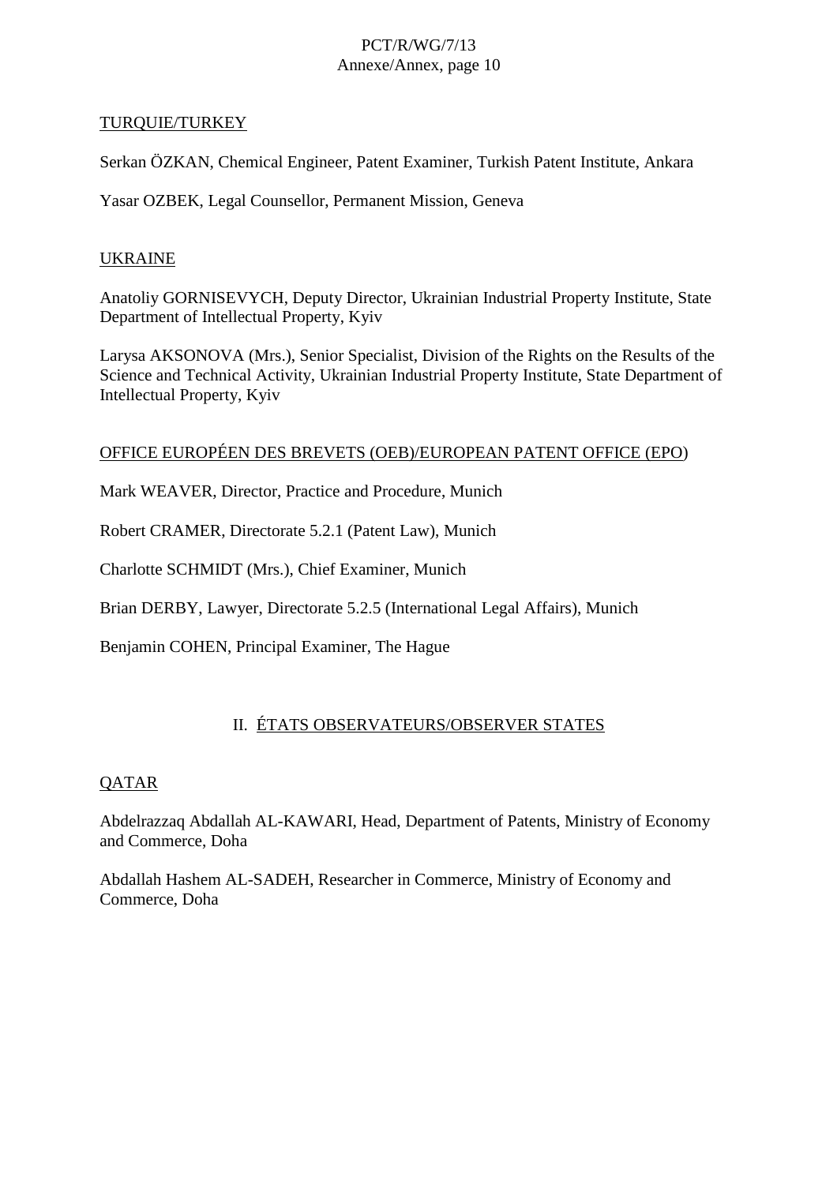TURQUIE/TURKEY

Serkan ÖZKAN, Chemical Engineer, Patent Examiner, Turkish Patent Institute, Ankara

Yasar OZBEK, Legal Counsellor, Permanent Mission, Geneva

UKRAINE

Anatoliy GORNISEVYCH, Deputy Director, Ukrainian Industrial Property Institute, State Department of Intellectual Property, Kyiv

Larysa AKSONOVA (Mrs.), Senior Specialist, Division of the Rights on the Results of the Science and Technical Activity, Ukrainian Industrial Property Institute, State Department of Intellectual Property, Kyiv

OFFICE EUROPÉEN DES BREVETS (OEB)/EUROPEAN PATENT OFFICE (EPO)

Mark WEAVER, Director, Practice and Procedure, Munich

Robert CRAMER, Directorate 5.2.1 (Patent Law), Munich

Charlotte SCHMIDT (Mrs.), Chief Examiner, Munich

Brian DERBY, Lawyer, Directorate 5.2.5 (International Legal Affairs), Munich

Benjamin COHEN, Principal Examiner, The Hague

## II. ÉTATS OBSERVATEURS/OBSERVER STATES

QATAR

Abdelrazzaq Abdallah AL-KAWARI, Head, Department of Patents, Ministry of Economy and Commerce, Doha

Abdallah Hashem AL-SADEH, Researcher in Commerce, Ministry of Economy and Commerce, Doha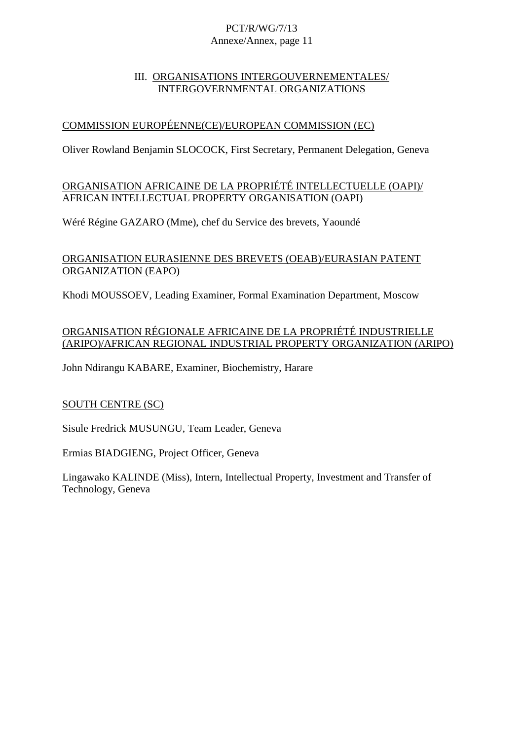## III. ORGANISATIONS INTERGOUVERNEMENTALES/ INTERGOVERNMENTAL ORGANIZATIONS

### COMMISSION EUROPÉENNE(CE)/EUROPEAN COMMISSION (EC)

Oliver Rowland Benjamin SLOCOCK, First Secretary, Permanent Delegation, Geneva

### ORGANISATION AFRICAINE DE LA PROPRIÉTÉ INTELLECTUELLE (OAPI)/ AFRICAN INTELLECTUAL PROPERTY ORGANISATION (OAPI)

Wéré Régine GAZARO (Mme), chef du Service des brevets, Yaoundé

### ORGANISATION EURASIENNE DES BREVETS (OEAB)/EURASIAN PATENT ORGANIZATION (EAPO)

Khodi MOUSSOEV, Leading Examiner, Formal Examination Department, Moscow

### ORGANISATION RÉGIONALE AFRICAINE DE LA PROPRIÉTÉ INDUSTRIELLE (ARIPO)/AFRICAN REGIONAL INDUSTRIAL PROPERTY ORGANIZATION (ARIPO)

John Ndirangu KABARE, Examiner, Biochemistry, Harare

### SOUTH CENTRE (SC)

Sisule Fredrick MUSUNGU, Team Leader, Geneva

Ermias BIADGIENG, Project Officer, Geneva

Lingawako KALINDE (Miss), Intern, Intellectual Property, Investment and Transfer of Technology, Geneva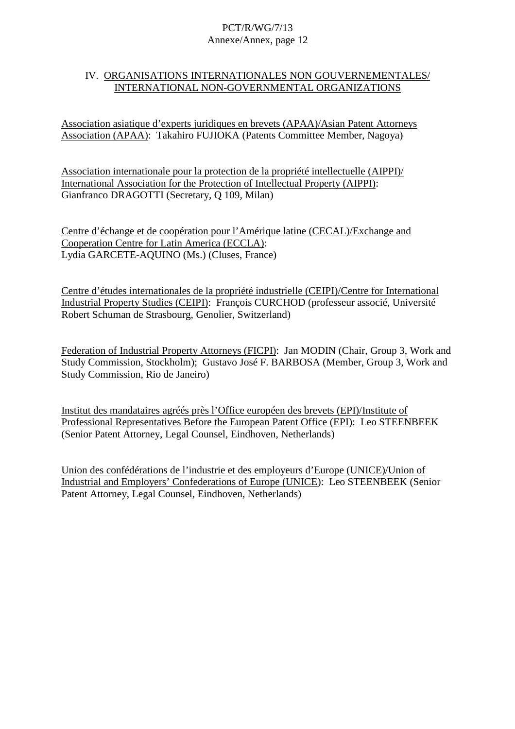## IV. ORGANISATIONS INTERNATIONALES NON GOUVERNEMENTALES/ INTERNATIONAL NON-GOVERNMENTAL ORGANIZATIONS

Association asiatique d'experts juridiques en brevets (APAA)/Asian Patent Attorneys Association (APAA): Takahiro FUJIOKA (Patents Committee Member, Nagoya)

Association internationale pour la protection de la propriété intellectuelle (AIPPI)/ International Association for the Protection of Intellectual Property (AIPPI): Gianfranco DRAGOTTI (Secretary, Q 109, Milan)

Centre d'échange et de coopération pour l'Amérique latine (CECAL)/Exchange and Cooperation Centre for Latin America (ECCLA): Lydia GARCETE-AQUINO (Ms.) (Cluses, France)

Centre d'études internationales de la propriété industrielle (CEIPI)/Centre for International Industrial Property Studies (CEIPI): François CURCHOD (professeur associé, Université Robert Schuman de Strasbourg, Genolier, Switzerland)

Federation of Industrial Property Attorneys (FICPI): Jan MODIN (Chair, Group 3, Work and Study Commission, Stockholm); Gustavo José F. BARBOSA (Member, Group 3, Work and Study Commission, Rio de Janeiro)

Institut des mandataires agréés près l'Office européen des brevets (EPI)/Institute of Professional Representatives Before the European Patent Office (EPI): Leo STEENBEEK (Senior Patent Attorney, Legal Counsel, Eindhoven, Netherlands)

Union des confédérations de l'industrie et des employeurs d'Europe (UNICE)/Union of Industrial and Employers' Confederations of Europe (UNICE): Leo STEENBEEK (Senior Patent Attorney, Legal Counsel, Eindhoven, Netherlands)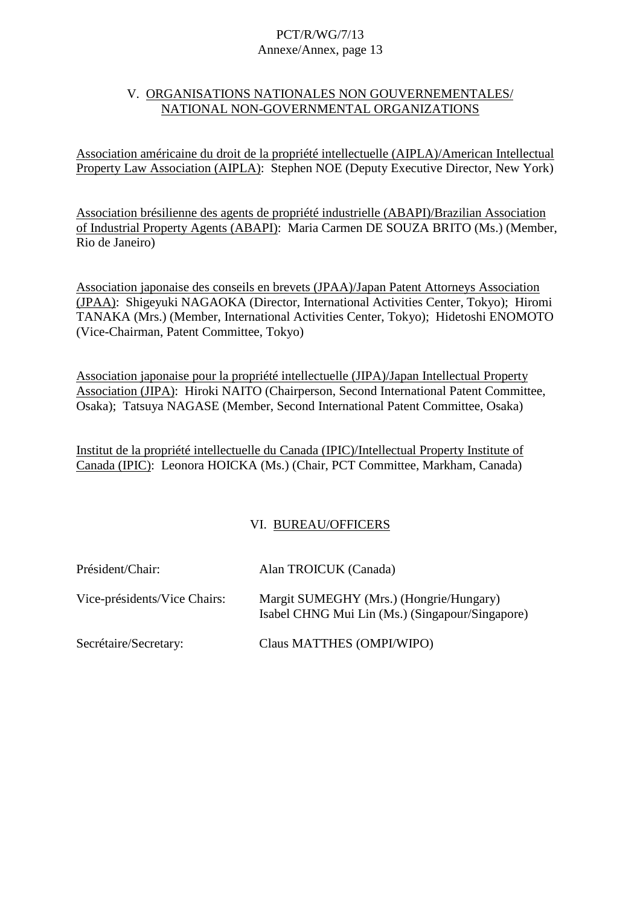## V. ORGANISATIONS NATIONALES NON GOUVERNEMENTALES/ NATIONAL NON-GOVERNMENTAL ORGANIZATIONS

Association américaine du droit de la propriété intellectuelle (AIPLA)/American Intellectual Property Law Association (AIPLA): Stephen NOE (Deputy Executive Director, New York)

Association brésilienne des agents de propriété industrielle (ABAPI)/Brazilian Association of Industrial Property Agents (ABAPI): Maria Carmen DE SOUZA BRITO (Ms.) (Member, Rio de Janeiro)

Association japonaise des conseils en brevets (JPAA)/Japan Patent Attorneys Association (JPAA): Shigeyuki NAGAOKA (Director, International Activities Center, Tokyo); Hiromi TANAKA (Mrs.) (Member, International Activities Center, Tokyo); Hidetoshi ENOMOTO (Vice-Chairman, Patent Committee, Tokyo)

Association japonaise pour la propriété intellectuelle (JIPA)/Japan Intellectual Property Association (JIPA): Hiroki NAITO (Chairperson, Second International Patent Committee, Osaka); Tatsuya NAGASE (Member, Second International Patent Committee, Osaka)

Institut de la propriété intellectuelle du Canada (IPIC)/Intellectual Property Institute of Canada (IPIC): Leonora HOICKA (Ms.) (Chair, PCT Committee, Markham, Canada)

## VI. BUREAU/OFFICERS

Président/Chair: Alan TROICUK (Canada)

Vice-présidents/Vice Chairs: Margit SUMEGHY (Mrs.) (Hongrie/Hungary)
Isabel CHNG Mui Lin (Ms.) (Singapour/Singapore)

Secrétaire/Secretary: Claus MATTHES (OMPI/WIPO)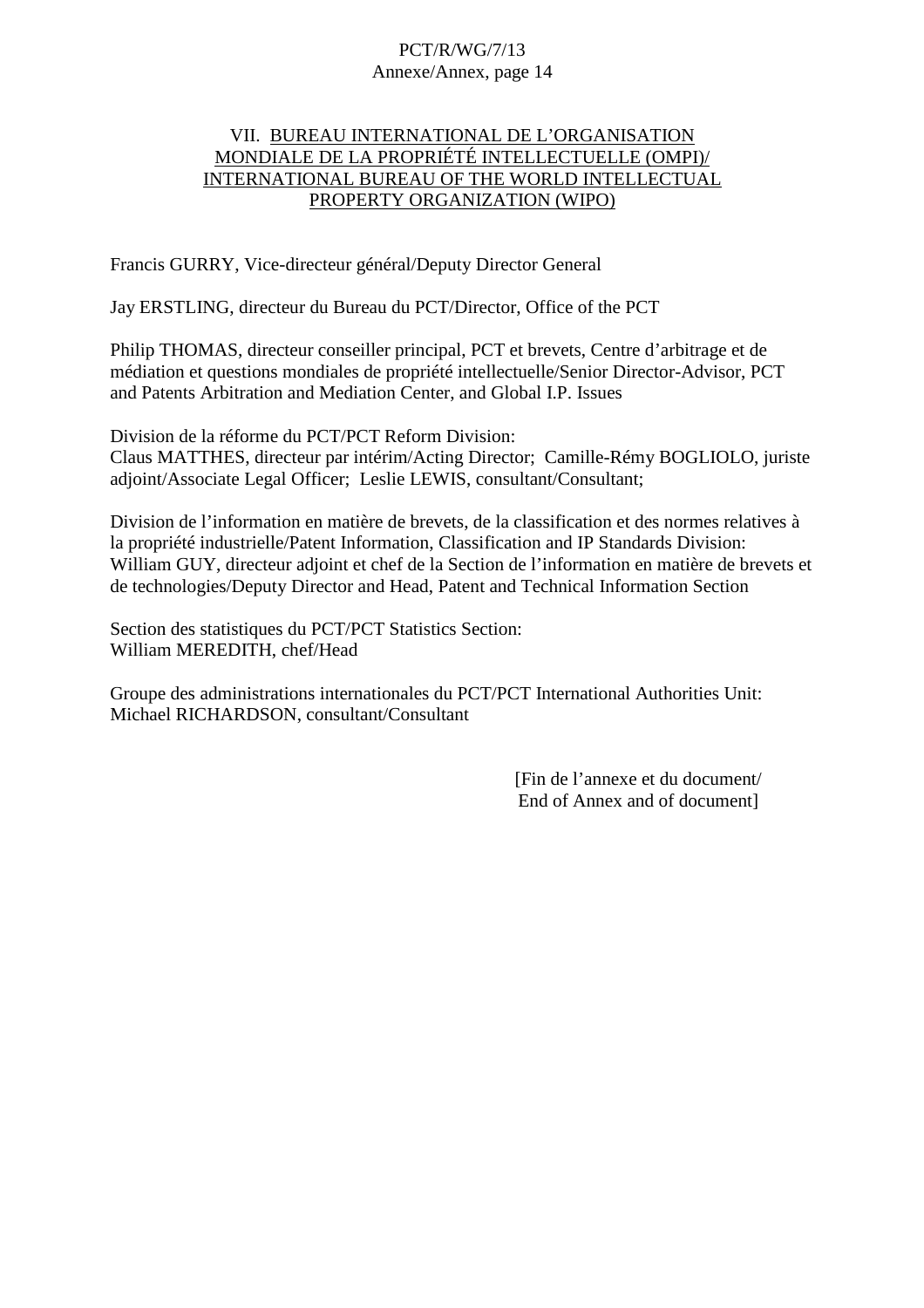## VII. BUREAU INTERNATIONAL DE L'ORGANISATION MONDIALE DE LA PROPRIÉTÉ INTELLECTUELLE (OMPI)/ INTERNATIONAL BUREAU OF THE WORLD INTELLECTUAL PROPERTY ORGANIZATION (WIPO)

Francis GURRY, Vice-directeur général/Deputy Director General

Jay ERSTLING, directeur du Bureau du PCT/Director, Office of the PCT

Philip THOMAS, directeur conseiller principal, PCT et brevets, Centre d'arbitrage et de médiation et questions mondiales de propriété intellectuelle/Senior Director-Advisor, PCT and Patents Arbitration and Mediation Center, and Global I.P. Issues

Division de la réforme du PCT/PCT Reform Division:
Claus MATTHES, directeur par intérim/Acting Director; Camille-Rémy BOGLIOLO, juriste adjoint/Associate Legal Officer; Leslie LEWIS, consultant/Consultant;

Division de l'information en matière de brevets, de la classification et des normes relatives à la propriété industrielle/Patent Information, Classification and IP Standards Division:
William GUY, directeur adjoint et chef de la Section de l'information en matière de brevets et de technologies/Deputy Director and Head, Patent and Technical Information Section

Section des statistiques du PCT/PCT Statistics Section:
William MEREDITH, chef/Head

Groupe des administrations internationales du PCT/PCT International Authorities Unit:
Michael RICHARDSON, consultant/Consultant

[Fin de l'annexe et du document/
End of Annex and of document]